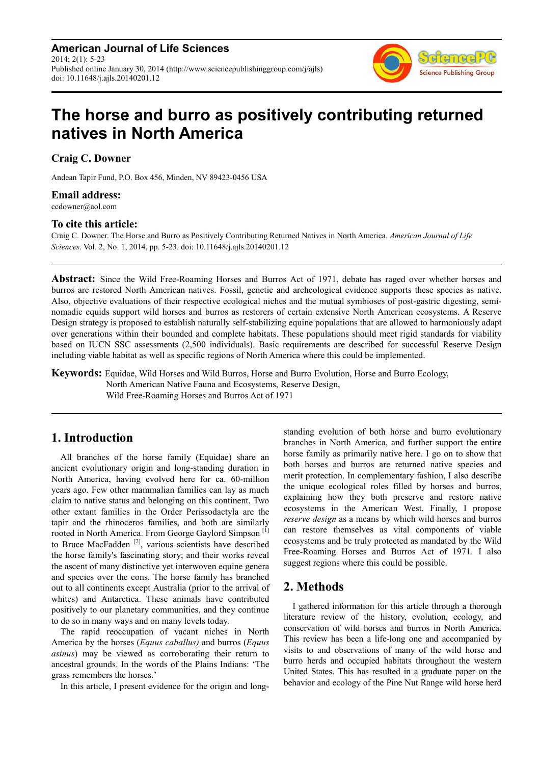**American Journal of Life Sciences**
2014; 2(1): 5-23
Published online January 30, 2014 (http://www.sciencepublishinggroup.com/j/ajls)
doi: 10.11648/j.ajls.20140201.12

# The horse and burro as positively contributing returned natives in North America

**Craig C. Downer**

Andean Tapir Fund, P.O. Box 456, Minden, NV 89423-0456 USA

**Email address:**
ccdowner@aol.com

**To cite this article:**
Craig C. Downer. The Horse and Burro as Positively Contributing Returned Natives in North America. *American Journal of Life Sciences*. Vol. 2, No. 1, 2014, pp. 5-23. doi: 10.11648/j.ajls.20140201.12

**Abstract:** Since the Wild Free-Roaming Horses and Burros Act of 1971, debate has raged over whether horses and burros are restored North American natives. Fossil, genetic and archeological evidence supports these species as native. Also, objective evaluations of their respective ecological niches and the mutual symbioses of post-gastric digesting, semi-nomadic equids support wild horses and burros as restorers of certain extensive North American ecosystems. A Reserve Design strategy is proposed to establish naturally self-stabilizing equine populations that are allowed to harmoniously adapt over generations within their bounded and complete habitats. These populations should meet rigid standards for viability based on IUCN SSC assessments (2,500 individuals). Basic requirements are described for successful Reserve Design including viable habitat as well as specific regions of North America where this could be implemented.

**Keywords:** Equidae, Wild Horses and Wild Burros, Horse and Burro Evolution, Horse and Burro Ecology, North American Native Fauna and Ecosystems, Reserve Design, Wild Free-Roaming Horses and Burros Act of 1971

## 1. Introduction

All branches of the horse family (Equidae) share an ancient evolutionary origin and long-standing duration in North America, having evolved here for ca. 60-million years ago. Few other mammalian families can lay as much claim to native status and belonging on this continent. Two other extant families in the Order Perissodactyla are the tapir and the rhinoceros families, and both are similarly rooted in North America. From George Gaylord Simpson [1] to Bruce MacFadden [2], various scientists have described the horse family's fascinating story; and their works reveal the ascent of many distinctive yet interwoven equine genera and species over the eons. The horse family has branched out to all continents except Australia (prior to the arrival of whites) and Antarctica. These animals have contributed positively to our planetary communities, and they continue to do so in many ways and on many levels today.

The rapid reoccupation of vacant niches in North America by the horses (*Equus caballus)* and burros (*Equus asinus*) may be viewed as corroborating their return to ancestral grounds. In the words of the Plains Indians: 'The grass remembers the horses.'

In this article, I present evidence for the origin and long-standing evolution of both horse and burro evolutionary branches in North America, and further support the entire horse family as primarily native here. I go on to show that both horses and burros are returned native species and merit protection. In complementary fashion, I also describe the unique ecological roles filled by horses and burros, explaining how they both preserve and restore native ecosystems in the American West. Finally, I propose *reserve design* as a means by which wild horses and burros can restore themselves as vital components of viable ecosystems and be truly protected as mandated by the Wild Free-Roaming Horses and Burros Act of 1971. I also suggest regions where this could be possible.

## 2. Methods

I gathered information for this article through a thorough literature review of the history, evolution, ecology, and conservation of wild horses and burros in North America. This review has been a life-long one and accompanied by visits to and observations of many of the wild horse and burro herds and occupied habitats throughout the western United States. This has resulted in a graduate paper on the behavior and ecology of the Pine Nut Range wild horse herd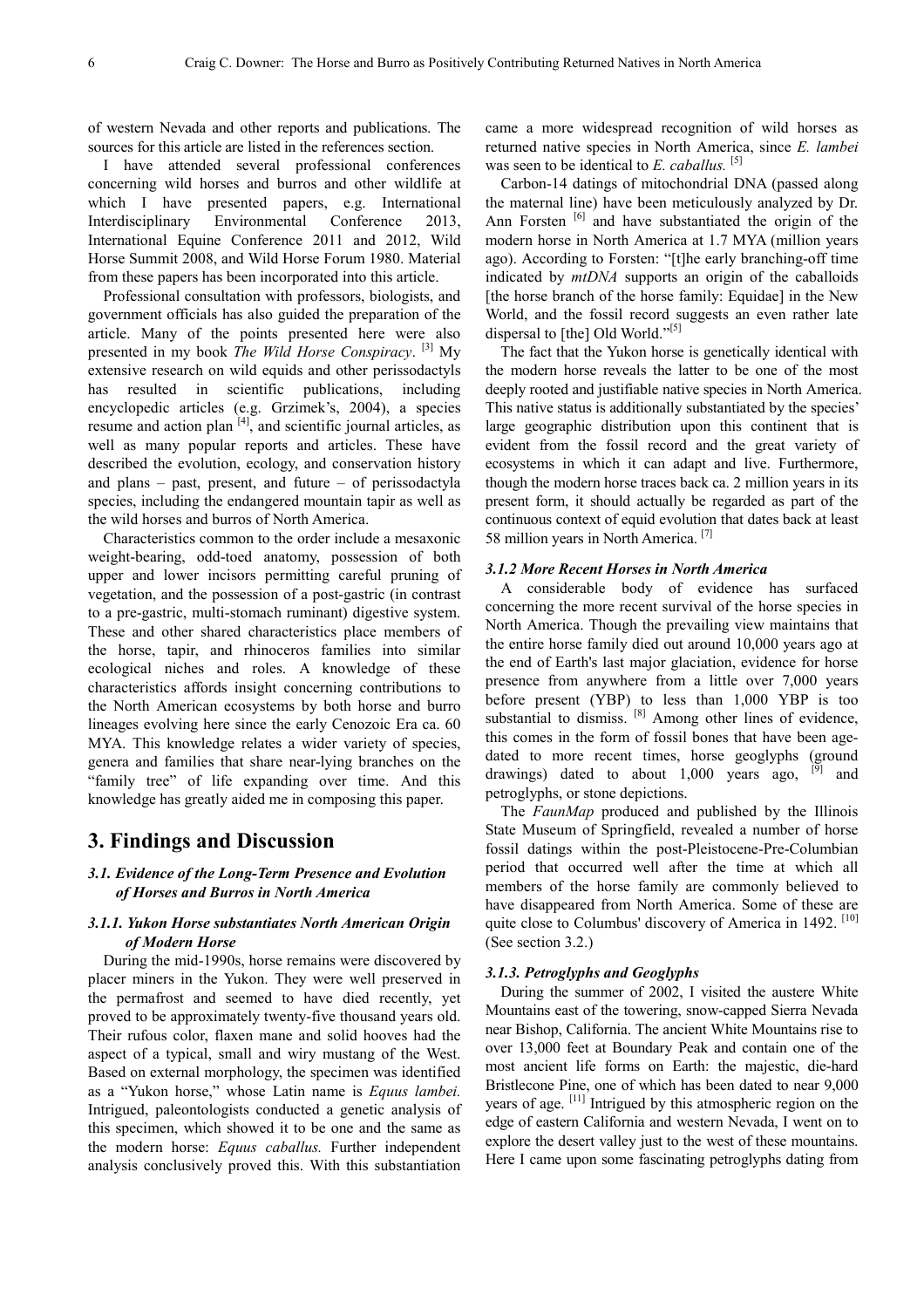of western Nevada and other reports and publications. The sources for this article are listed in the references section.

I have attended several professional conferences concerning wild horses and burros and other wildlife at which I have presented papers, e.g. International Interdisciplinary Environmental Conference 2013, International Equine Conference 2011 and 2012, Wild Horse Summit 2008, and Wild Horse Forum 1980. Material from these papers has been incorporated into this article.

Professional consultation with professors, biologists, and government officials has also guided the preparation of the article. Many of the points presented here were also presented in my book *The Wild Horse Conspiracy*. [3] My extensive research on wild equids and other perissodactyls has resulted in scientific publications, including encyclopedic articles (e.g. Grzimek's, 2004), a species resume and action plan [4], and scientific journal articles, as well as many popular reports and articles. These have described the evolution, ecology, and conservation history and plans – past, present, and future – of perissodactyla species, including the endangered mountain tapir as well as the wild horses and burros of North America.

Characteristics common to the order include a mesaxonic weight-bearing, odd-toed anatomy, possession of both upper and lower incisors permitting careful pruning of vegetation, and the possession of a post-gastric (in contrast to a pre-gastric, multi-stomach ruminant) digestive system. These and other shared characteristics place members of the horse, tapir, and rhinoceros families into similar ecological niches and roles. A knowledge of these characteristics affords insight concerning contributions to the North American ecosystems by both horse and burro lineages evolving here since the early Cenozoic Era ca. 60 MYA. This knowledge relates a wider variety of species, genera and families that share near-lying branches on the "family tree" of life expanding over time. And this knowledge has greatly aided me in composing this paper.

# 3. Findings and Discussion

### *3.1. Evidence of the Long-Term Presence and Evolution of Horses and Burros in North America*

#### *3.1.1. Yukon Horse substantiates North American Origin of Modern Horse*

During the mid-1990s, horse remains were discovered by placer miners in the Yukon. They were well preserved in the permafrost and seemed to have died recently, yet proved to be approximately twenty-five thousand years old. Their rufous color, flaxen mane and solid hooves had the aspect of a typical, small and wiry mustang of the West. Based on external morphology, the specimen was identified as a "Yukon horse," whose Latin name is *Equus lambei.* Intrigued, paleontologists conducted a genetic analysis of this specimen, which showed it to be one and the same as the modern horse: *Equus caballus.* Further independent analysis conclusively proved this. With this substantiation came a more widespread recognition of wild horses as returned native species in North America, since *E. lambei* was seen to be identical to *E. caballus.* [5]

Carbon-14 datings of mitochondrial DNA (passed along the maternal line) have been meticulously analyzed by Dr. Ann Forsten [6] and have substantiated the origin of the modern horse in North America at 1.7 MYA (million years ago). According to Forsten: "[t]he early branching-off time indicated by *mtDNA* supports an origin of the caballoids [the horse branch of the horse family: Equidae] in the New World, and the fossil record suggests an even rather late dispersal to [the] Old World."[5]

The fact that the Yukon horse is genetically identical with the modern horse reveals the latter to be one of the most deeply rooted and justifiable native species in North America. This native status is additionally substantiated by the species' large geographic distribution upon this continent that is evident from the fossil record and the great variety of ecosystems in which it can adapt and live. Furthermore, though the modern horse traces back ca. 2 million years in its present form, it should actually be regarded as part of the continuous context of equid evolution that dates back at least 58 million years in North America. [7]

#### *3.1.2 More Recent Horses in North America*

A considerable body of evidence has surfaced concerning the more recent survival of the horse species in North America. Though the prevailing view maintains that the entire horse family died out around 10,000 years ago at the end of Earth's last major glaciation, evidence for horse presence from anywhere from a little over 7,000 years before present (YBP) to less than 1,000 YBP is too substantial to dismiss. [8] Among other lines of evidence, this comes in the form of fossil bones that have been age-dated to more recent times, horse geoglyphs (ground drawings) dated to about 1,000 years ago, [9] and petroglyphs, or stone depictions.

The *FaunMap* produced and published by the Illinois State Museum of Springfield, revealed a number of horse fossil datings within the post-Pleistocene-Pre-Columbian period that occurred well after the time at which all members of the horse family are commonly believed to have disappeared from North America. Some of these are quite close to Columbus' discovery of America in 1492. [10] (See section 3.2.)

#### *3.1.3. Petroglyphs and Geoglyphs*

During the summer of 2002, I visited the austere White Mountains east of the towering, snow-capped Sierra Nevada near Bishop, California. The ancient White Mountains rise to over 13,000 feet at Boundary Peak and contain one of the most ancient life forms on Earth: the majestic, die-hard Bristlecone Pine, one of which has been dated to near 9,000 years of age. [11] Intrigued by this atmospheric region on the edge of eastern California and western Nevada, I went on to explore the desert valley just to the west of these mountains. Here I came upon some fascinating petroglyphs dating from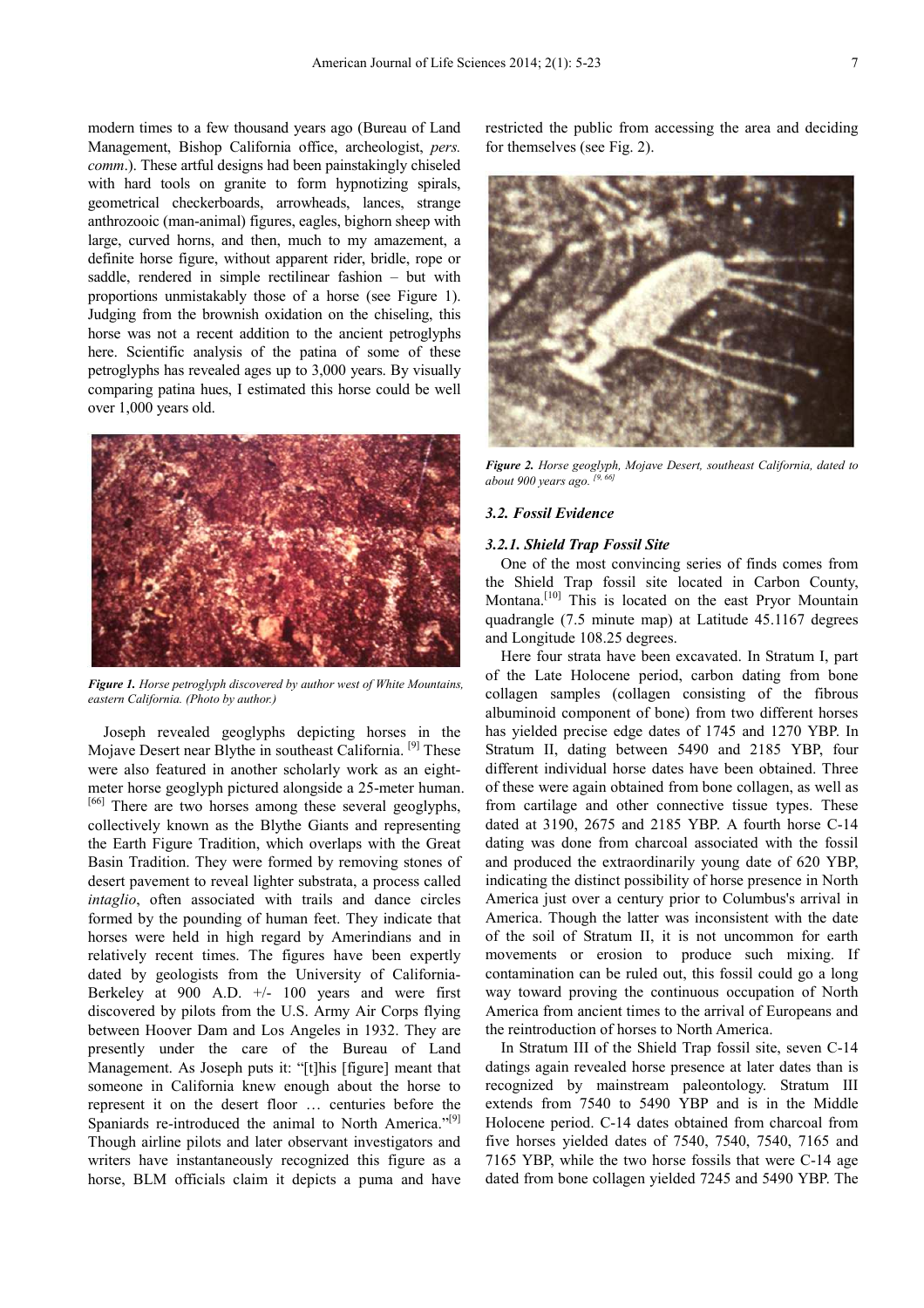modern times to a few thousand years ago (Bureau of Land Management, Bishop California office, archeologist, *pers. comm*.). These artful designs had been painstakingly chiseled with hard tools on granite to form hypnotizing spirals, geometrical checkerboards, arrowheads, lances, strange anthrozooic (man-animal) figures, eagles, bighorn sheep with large, curved horns, and then, much to my amazement, a definite horse figure, without apparent rider, bridle, rope or saddle, rendered in simple rectilinear fashion – but with proportions unmistakably those of a horse (see Figure 1). Judging from the brownish oxidation on the chiseling, this horse was not a recent addition to the ancient petroglyphs here. Scientific analysis of the patina of some of these petroglyphs has revealed ages up to 3,000 years. By visually comparing patina hues, I estimated this horse could be well over 1,000 years old.

***Figure 1.*** *Horse petroglyph discovered by author west of White Mountains, eastern California. (Photo by author.)*

Joseph revealed geoglyphs depicting horses in the Mojave Desert near Blythe in southeast California. [9] These were also featured in another scholarly work as an eight-meter horse geoglyph pictured alongside a 25-meter human. [66] There are two horses among these several geoglyphs, collectively known as the Blythe Giants and representing the Earth Figure Tradition, which overlaps with the Great Basin Tradition. They were formed by removing stones of desert pavement to reveal lighter substrata, a process called *intaglio*, often associated with trails and dance circles formed by the pounding of human feet. They indicate that horses were held in high regard by Amerindians and in relatively recent times. The figures have been expertly dated by geologists from the University of California-Berkeley at 900 A.D. +/- 100 years and were first discovered by pilots from the U.S. Army Air Corps flying between Hoover Dam and Los Angeles in 1932. They are presently under the care of the Bureau of Land Management. As Joseph puts it: "[t]his [figure] meant that someone in California knew enough about the horse to represent it on the desert floor … centuries before the Spaniards re-introduced the animal to North America."[9] Though airline pilots and later observant investigators and writers have instantaneously recognized this figure as a horse, BLM officials claim it depicts a puma and have restricted the public from accessing the area and deciding for themselves (see Fig. 2).

***Figure 2.*** *Horse geoglyph, Mojave Desert, southeast California, dated to about 900 years ago.* [9, 66]

### *3.2. Fossil Evidence*

#### *3.2.1. Shield Trap Fossil Site*

One of the most convincing series of finds comes from the Shield Trap fossil site located in Carbon County, Montana.[10] This is located on the east Pryor Mountain quadrangle (7.5 minute map) at Latitude 45.1167 degrees and Longitude 108.25 degrees.

Here four strata have been excavated. In Stratum I, part of the Late Holocene period, carbon dating from bone collagen samples (collagen consisting of the fibrous albuminoid component of bone) from two different horses has yielded precise edge dates of 1745 and 1270 YBP. In Stratum II, dating between 5490 and 2185 YBP, four different individual horse dates have been obtained. Three of these were again obtained from bone collagen, as well as from cartilage and other connective tissue types. These dated at 3190, 2675 and 2185 YBP. A fourth horse C-14 dating was done from charcoal associated with the fossil and produced the extraordinarily young date of 620 YBP, indicating the distinct possibility of horse presence in North America just over a century prior to Columbus's arrival in America. Though the latter was inconsistent with the date of the soil of Stratum II, it is not uncommon for earth movements or erosion to produce such mixing. If contamination can be ruled out, this fossil could go a long way toward proving the continuous occupation of North America from ancient times to the arrival of Europeans and the reintroduction of horses to North America.

In Stratum III of the Shield Trap fossil site, seven C-14 datings again revealed horse presence at later dates than is recognized by mainstream paleontology. Stratum III extends from 7540 to 5490 YBP and is in the Middle Holocene period. C-14 dates obtained from charcoal from five horses yielded dates of 7540, 7540, 7540, 7165 and 7165 YBP, while the two horse fossils that were C-14 age dated from bone collagen yielded 7245 and 5490 YBP. The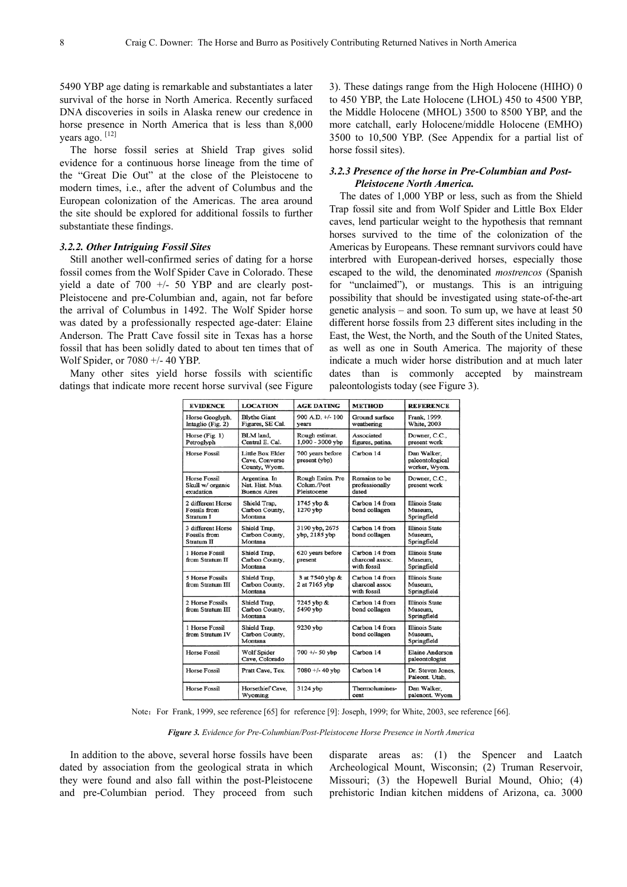5490 YBP age dating is remarkable and substantiates a later survival of the horse in North America. Recently surfaced DNA discoveries in soils in Alaska renew our credence in horse presence in North America that is less than 8,000 years ago. [12]

The horse fossil series at Shield Trap gives solid evidence for a continuous horse lineage from the time of the "Great Die Out" at the close of the Pleistocene to modern times, i.e., after the advent of Columbus and the European colonization of the Americas. The area around the site should be explored for additional fossils to further substantiate these findings.

### *3.2.2. Other Intriguing Fossil Sites*

Still another well-confirmed series of dating for a horse fossil comes from the Wolf Spider Cave in Colorado. These yield a date of 700 +/- 50 YBP and are clearly post-Pleistocene and pre-Columbian and, again, not far before the arrival of Columbus in 1492. The Wolf Spider horse was dated by a professionally respected age-dater: Elaine Anderson. The Pratt Cave fossil site in Texas has a horse fossil that has been solidly dated to about ten times that of Wolf Spider, or 7080 +/- 40 YBP.

Many other sites yield horse fossils with scientific datings that indicate more recent horse survival (see Figure 3). These datings range from the High Holocene (HIHO) 0 to 450 YBP, the Late Holocene (LHOL) 450 to 4500 YBP, the Middle Holocene (MHOL) 3500 to 8500 YBP, and the more catchall, early Holocene/middle Holocene (EMHO) 3500 to 10,500 YBP. (See Appendix for a partial list of horse fossil sites).

### *3.2.3 Presence of the horse in Pre-Columbian and Post-Pleistocene North America.*

The dates of 1,000 YBP or less, such as from the Shield Trap fossil site and from Wolf Spider and Little Box Elder caves, lend particular weight to the hypothesis that remnant horses survived to the time of the colonization of the Americas by Europeans. These remnant survivors could have interbred with European-derived horses, especially those escaped to the wild, the denominated *mostrencos* (Spanish for "unclaimed"), or mustangs. This is an intriguing possibility that should be investigated using state-of-the-art genetic analysis – and soon. To sum up, we have at least 50 different horse fossils from 23 different sites including in the East, the West, the North, and the South of the United States, as well as one in South America. The majority of these indicate a much wider horse distribution and at much later dates than is commonly accepted by mainstream paleontologists today (see Figure 3).

| EVIDENCE | LOCATION | AGE DATING | METHOD | REFERENCE |
|---|---|---|---|---|
| Horse Geoglyph, Intaglio (Fig. 2) | Blythe Giant Figures, SE Cal. | 900 A.D. +/- 100 years | Ground surface weathering | Frank, 1999. White, 2003 |
| Horse (Fig. 1) Petroglyph | BLM land, Central E. Cal. | Rough estimat. 1,000 - 3000 ybp | Associated figures, patina. | Downer, C.C., present work |
| Horse Fossil | Little Box Elder Cave, Converse County, Wyom. | 700 years before present (ybp) | Carbon 14 | Dan Walker, paleontological worker, Wyom. |
| Horse Fossil Skull w/ organic exudation | Argentina. In Nat. Hist. Mus. Buenos Aires | Rough Estim. Pre Colum./Post Pleistocene | Remains to be professionally dated | Downer, C.C., present work |
| 2 different Horse Fossils from Stratum I | Shield Trap, Carbon County, Montana | 1745 ybp & 1270 ybp | Carbon 14 from bond collagen | Illinois State Museum, Springfield |
| 3 different Horse Fossils from Stratum II | Shield Trap, Carbon County, Montana | 3190 ybp, 2675 ybp, 2185 ybp | Carbon 14 from bond collagen | Illinois State Museum, Springfield |
| 1 Horse Fossil from Stratum II | Shield Trap, Carbon County, Montana | 620 years before present | Carbon 14 from charcoal assoc. with fossil | Illinois State Museum, Springfield |
| 5 Horse Fossils from Stratum III | Shield Trap, Carbon County, Montana | 3 at 7540 ybp & 2 at 7165 ybp | Carbon 14 from charcoal assoc with fossil | Illinois State Museum, Springfield |
| 2 Horse Fossils from Stratum III | Shield Trap, Carbon County, Montana | 7245 ybp & 5490 ybp | Carbon 14 from bond collagen | Illinois State Museum, Springfield |
| 1 Horse Fossil from Stratum IV | Shield Trap, Carbon County, Montana | 9230 ybp | Carbon 14 from bond collagen | Illinois State Museum, Springfield |
| Horse Fossil | Wolf Spider Cave, Colorado | 700 +/- 50 ybp | Carbon 14 | Elaine Anderson paleontologist |
| Horse Fossil | Pratt Cave, Tex. | 7080 +/- 40 ybp | Carbon 14 | Dr. Steven Jones, Paleont. Utah. |
| Horse Fossil | Horsethief Cave, Wyoming | 3124 ybp | Thermoluminescent | Dan Walker, paleont. Wyom |

Note：For Frank, 1999, see reference [65] for reference [9]: Joseph, 1999; for White, 2003, see reference [66].

***Figure 3.*** *Evidence for Pre-Columbian/Post-Pleistocene Horse Presence in North America*

In addition to the above, several horse fossils have been dated by association from the geological strata in which they were found and also fall within the post-Pleistocene and pre-Columbian period. They proceed from such disparate areas as: (1) the Spencer and Laatch Archeological Mount, Wisconsin; (2) Truman Reservoir, Missouri; (3) the Hopewell Burial Mound, Ohio; (4) prehistoric Indian kitchen middens of Arizona, ca. 3000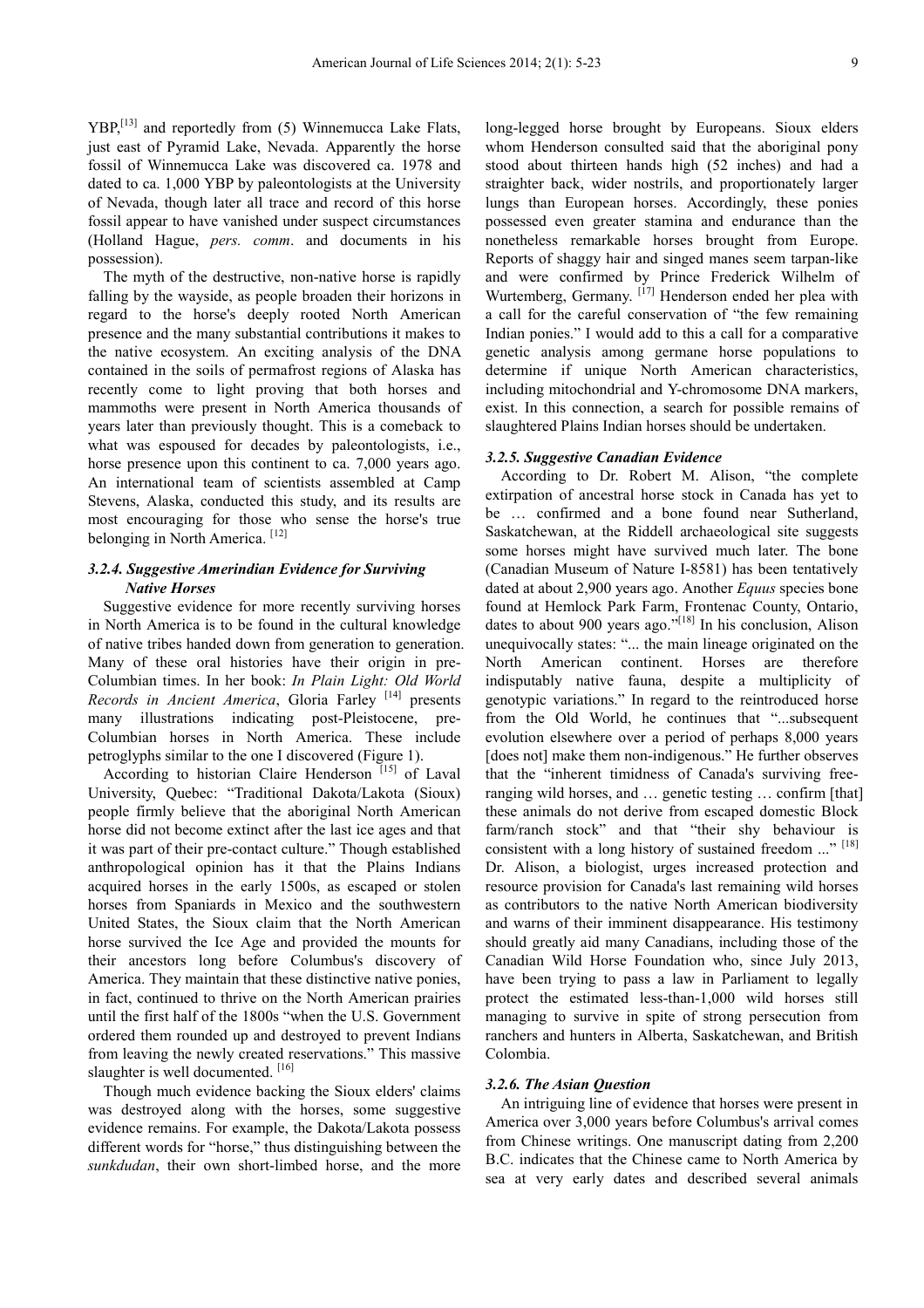YBP,[13] and reportedly from (5) Winnemucca Lake Flats, just east of Pyramid Lake, Nevada. Apparently the horse fossil of Winnemucca Lake was discovered ca. 1978 and dated to ca. 1,000 YBP by paleontologists at the University of Nevada, though later all trace and record of this horse fossil appear to have vanished under suspect circumstances (Holland Hague, *pers. comm*. and documents in his possession).

The myth of the destructive, non-native horse is rapidly falling by the wayside, as people broaden their horizons in regard to the horse's deeply rooted North American presence and the many substantial contributions it makes to the native ecosystem. An exciting analysis of the DNA contained in the soils of permafrost regions of Alaska has recently come to light proving that both horses and mammoths were present in North America thousands of years later than previously thought. This is a comeback to what was espoused for decades by paleontologists, i.e., horse presence upon this continent to ca. 7,000 years ago. An international team of scientists assembled at Camp Stevens, Alaska, conducted this study, and its results are most encouraging for those who sense the horse's true belonging in North America. [12]

### 3.2.4. Suggestive Amerindian Evidence for Surviving Native Horses

Suggestive evidence for more recently surviving horses in North America is to be found in the cultural knowledge of native tribes handed down from generation to generation. Many of these oral histories have their origin in pre-Columbian times. In her book: *In Plain Light: Old World Records in Ancient America*, Gloria Farley [14] presents many illustrations indicating post-Pleistocene, pre-Columbian horses in North America. These include petroglyphs similar to the one I discovered (Figure 1).

According to historian Claire Henderson [15] of Laval University, Quebec: "Traditional Dakota/Lakota (Sioux) people firmly believe that the aboriginal North American horse did not become extinct after the last ice ages and that it was part of their pre-contact culture." Though established anthropological opinion has it that the Plains Indians acquired horses in the early 1500s, as escaped or stolen horses from Spaniards in Mexico and the southwestern United States, the Sioux claim that the North American horse survived the Ice Age and provided the mounts for their ancestors long before Columbus's discovery of America. They maintain that these distinctive native ponies, in fact, continued to thrive on the North American prairies until the first half of the 1800s "when the U.S. Government ordered them rounded up and destroyed to prevent Indians from leaving the newly created reservations." This massive slaughter is well documented. [16]

Though much evidence backing the Sioux elders' claims was destroyed along with the horses, some suggestive evidence remains. For example, the Dakota/Lakota possess different words for "horse," thus distinguishing between the *sunkdudan*, their own short-limbed horse, and the more long-legged horse brought by Europeans. Sioux elders whom Henderson consulted said that the aboriginal pony stood about thirteen hands high (52 inches) and had a straighter back, wider nostrils, and proportionately larger lungs than European horses. Accordingly, these ponies possessed even greater stamina and endurance than the nonetheless remarkable horses brought from Europe. Reports of shaggy hair and singed manes seem tarpan-like and were confirmed by Prince Frederick Wilhelm of Wurtemberg, Germany. [17] Henderson ended her plea with a call for the careful conservation of "the few remaining Indian ponies." I would add to this a call for a comparative genetic analysis among germane horse populations to determine if unique North American characteristics, including mitochondrial and Y-chromosome DNA markers, exist. In this connection, a search for possible remains of slaughtered Plains Indian horses should be undertaken.

### 3.2.5. Suggestive Canadian Evidence

According to Dr. Robert M. Alison, "the complete extirpation of ancestral horse stock in Canada has yet to be … confirmed and a bone found near Sutherland, Saskatchewan, at the Riddell archaeological site suggests some horses might have survived much later. The bone (Canadian Museum of Nature I-8581) has been tentatively dated at about 2,900 years ago. Another *Equus* species bone found at Hemlock Park Farm, Frontenac County, Ontario, dates to about 900 years ago."[18] In his conclusion, Alison unequivocally states: "... the main lineage originated on the North American continent. Horses are therefore indisputably native fauna, despite a multiplicity of genotypic variations." In regard to the reintroduced horse from the Old World, he continues that "...subsequent evolution elsewhere over a period of perhaps 8,000 years [does not] make them non-indigenous." He further observes that the "inherent timidness of Canada's surviving free-ranging wild horses, and … genetic testing … confirm [that] these animals do not derive from escaped domestic Block farm/ranch stock" and that "their shy behaviour is consistent with a long history of sustained freedom ..." [18] Dr. Alison, a biologist, urges increased protection and resource provision for Canada's last remaining wild horses as contributors to the native North American biodiversity and warns of their imminent disappearance. His testimony should greatly aid many Canadians, including those of the Canadian Wild Horse Foundation who, since July 2013, have been trying to pass a law in Parliament to legally protect the estimated less-than-1,000 wild horses still managing to survive in spite of strong persecution from ranchers and hunters in Alberta, Saskatchewan, and British Colombia.

### 3.2.6. The Asian Question

An intriguing line of evidence that horses were present in America over 3,000 years before Columbus's arrival comes from Chinese writings. One manuscript dating from 2,200 B.C. indicates that the Chinese came to North America by sea at very early dates and described several animals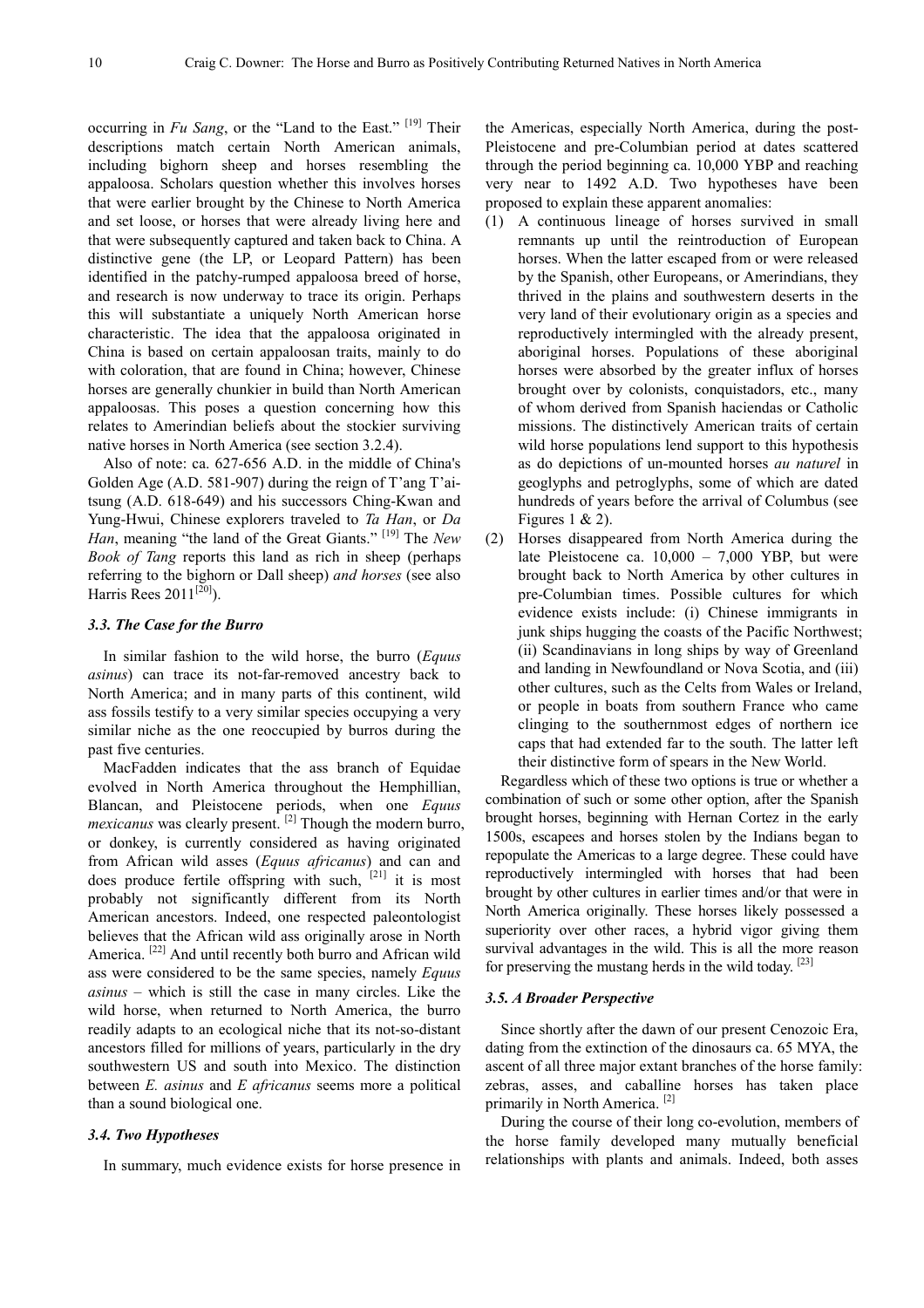occurring in *Fu Sang*, or the "Land to the East." [19] Their descriptions match certain North American animals, including bighorn sheep and horses resembling the appaloosa. Scholars question whether this involves horses that were earlier brought by the Chinese to North America and set loose, or horses that were already living here and that were subsequently captured and taken back to China. A distinctive gene (the LP, or Leopard Pattern) has been identified in the patchy-rumped appaloosa breed of horse, and research is now underway to trace its origin. Perhaps this will substantiate a uniquely North American horse characteristic. The idea that the appaloosa originated in China is based on certain appaloosan traits, mainly to do with coloration, that are found in China; however, Chinese horses are generally chunkier in build than North American appaloosas. This poses a question concerning how this relates to Amerindian beliefs about the stockier surviving native horses in North America (see section 3.2.4).

Also of note: ca. 627-656 A.D. in the middle of China's Golden Age (A.D. 581-907) during the reign of T'ang T'ai-tsung (A.D. 618-649) and his successors Ching-Kwan and Yung-Hwui, Chinese explorers traveled to *Ta Han*, or *Da Han*, meaning "the land of the Great Giants." [19] The *New Book of Tang* reports this land as rich in sheep (perhaps referring to the bighorn or Dall sheep) *and horses* (see also Harris Rees 2011[20]).

### *3.3. The Case for the Burro*

In similar fashion to the wild horse, the burro (*Equus asinus*) can trace its not-far-removed ancestry back to North America; and in many parts of this continent, wild ass fossils testify to a very similar species occupying a very similar niche as the one reoccupied by burros during the past five centuries.

MacFadden indicates that the ass branch of Equidae evolved in North America throughout the Hemphillian, Blancan, and Pleistocene periods, when one *Equus mexicanus* was clearly present. [2] Though the modern burro, or donkey, is currently considered as having originated from African wild asses (*Equus africanus*) and can and does produce fertile offspring with such, [21] it is most probably not significantly different from its North American ancestors. Indeed, one respected paleontologist believes that the African wild ass originally arose in North America. [22] And until recently both burro and African wild ass were considered to be the same species, namely *Equus asinus* – which is still the case in many circles. Like the wild horse, when returned to North America, the burro readily adapts to an ecological niche that its not-so-distant ancestors filled for millions of years, particularly in the dry southwestern US and south into Mexico. The distinction between *E. asinus* and *E africanus* seems more a political than a sound biological one.

### *3.4. Two Hypotheses*

In summary, much evidence exists for horse presence in the Americas, especially North America, during the post-Pleistocene and pre-Columbian period at dates scattered through the period beginning ca. 10,000 YBP and reaching very near to 1492 A.D. Two hypotheses have been proposed to explain these apparent anomalies:

(1) A continuous lineage of horses survived in small remnants up until the reintroduction of European horses. When the latter escaped from or were released by the Spanish, other Europeans, or Amerindians, they thrived in the plains and southwestern deserts in the very land of their evolutionary origin as a species and reproductively intermingled with the already present, aboriginal horses. Populations of these aboriginal horses were absorbed by the greater influx of horses brought over by colonists, conquistadors, etc., many of whom derived from Spanish haciendas or Catholic missions. The distinctively American traits of certain wild horse populations lend support to this hypothesis as do depictions of un-mounted horses *au naturel* in geoglyphs and petroglyphs, some of which are dated hundreds of years before the arrival of Columbus (see Figures 1 & 2).

(2) Horses disappeared from North America during the late Pleistocene ca. 10,000 – 7,000 YBP, but were brought back to North America by other cultures in pre-Columbian times. Possible cultures for which evidence exists include: (i) Chinese immigrants in junk ships hugging the coasts of the Pacific Northwest; (ii) Scandinavians in long ships by way of Greenland and landing in Newfoundland or Nova Scotia, and (iii) other cultures, such as the Celts from Wales or Ireland, or people in boats from southern France who came clinging to the southernmost edges of northern ice caps that had extended far to the south. The latter left their distinctive form of spears in the New World.

Regardless which of these two options is true or whether a combination of such or some other option, after the Spanish brought horses, beginning with Hernan Cortez in the early 1500s, escapees and horses stolen by the Indians began to repopulate the Americas to a large degree. These could have reproductively intermingled with horses that had been brought by other cultures in earlier times and/or that were in North America originally. These horses likely possessed a superiority over other races, a hybrid vigor giving them survival advantages in the wild. This is all the more reason for preserving the mustang herds in the wild today. [23]

### *3.5. A Broader Perspective*

Since shortly after the dawn of our present Cenozoic Era, dating from the extinction of the dinosaurs ca. 65 MYA, the ascent of all three major extant branches of the horse family: zebras, asses, and caballine horses has taken place primarily in North America. [2]

During the course of their long co-evolution, members of the horse family developed many mutually beneficial relationships with plants and animals. Indeed, both asses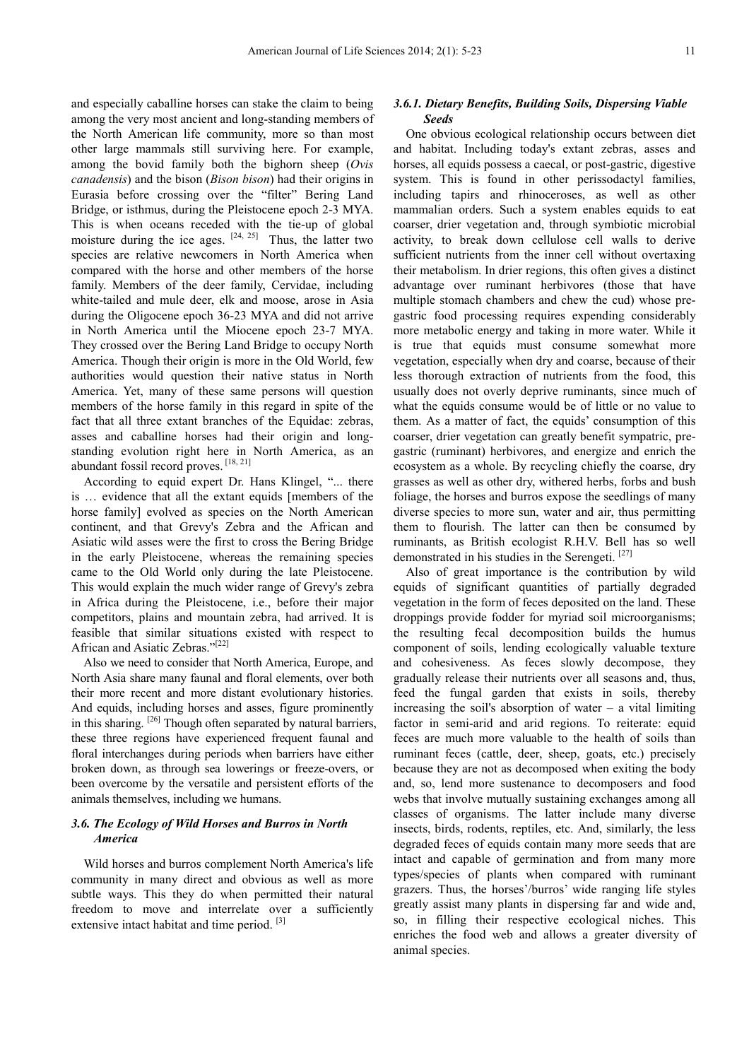and especially caballine horses can stake the claim to being among the very most ancient and long-standing members of the North American life community, more so than most other large mammals still surviving here. For example, among the bovid family both the bighorn sheep (*Ovis canadensis*) and the bison (*Bison bison*) had their origins in Eurasia before crossing over the "filter" Bering Land Bridge, or isthmus, during the Pleistocene epoch 2-3 MYA. This is when oceans receded with the tie-up of global moisture during the ice ages. [24, 25] Thus, the latter two species are relative newcomers in North America when compared with the horse and other members of the horse family. Members of the deer family, Cervidae, including white-tailed and mule deer, elk and moose, arose in Asia during the Oligocene epoch 36-23 MYA and did not arrive in North America until the Miocene epoch 23-7 MYA. They crossed over the Bering Land Bridge to occupy North America. Though their origin is more in the Old World, few authorities would question their native status in North America. Yet, many of these same persons will question members of the horse family in this regard in spite of the fact that all three extant branches of the Equidae: zebras, asses and caballine horses had their origin and long-standing evolution right here in North America, as an abundant fossil record proves. [18, 21]

According to equid expert Dr. Hans Klingel, "... there is … evidence that all the extant equids [members of the horse family] evolved as species on the North American continent, and that Grevy's Zebra and the African and Asiatic wild asses were the first to cross the Bering Bridge in the early Pleistocene, whereas the remaining species came to the Old World only during the late Pleistocene. This would explain the much wider range of Grevy's zebra in Africa during the Pleistocene, i.e., before their major competitors, plains and mountain zebra, had arrived. It is feasible that similar situations existed with respect to African and Asiatic Zebras."[22]

Also we need to consider that North America, Europe, and North Asia share many faunal and floral elements, over both their more recent and more distant evolutionary histories. And equids, including horses and asses, figure prominently in this sharing. [26] Though often separated by natural barriers, these three regions have experienced frequent faunal and floral interchanges during periods when barriers have either broken down, as through sea lowerings or freeze-overs, or been overcome by the versatile and persistent efforts of the animals themselves, including we humans.

### *3.6. The Ecology of Wild Horses and Burros in North America*

Wild horses and burros complement North America's life community in many direct and obvious as well as more subtle ways. This they do when permitted their natural freedom to move and interrelate over a sufficiently extensive intact habitat and time period. [3]

#### *3.6.1. Dietary Benefits, Building Soils, Dispersing Viable Seeds*

One obvious ecological relationship occurs between diet and habitat. Including today's extant zebras, asses and horses, all equids possess a caecal, or post-gastric, digestive system. This is found in other perissodactyl families, including tapirs and rhinoceroses, as well as other mammalian orders. Such a system enables equids to eat coarser, drier vegetation and, through symbiotic microbial activity, to break down cellulose cell walls to derive sufficient nutrients from the inner cell without overtaxing their metabolism. In drier regions, this often gives a distinct advantage over ruminant herbivores (those that have multiple stomach chambers and chew the cud) whose pre-gastric food processing requires expending considerably more metabolic energy and taking in more water. While it is true that equids must consume somewhat more vegetation, especially when dry and coarse, because of their less thorough extraction of nutrients from the food, this usually does not overly deprive ruminants, since much of what the equids consume would be of little or no value to them. As a matter of fact, the equids' consumption of this coarser, drier vegetation can greatly benefit sympatric, pre-gastric (ruminant) herbivores, and energize and enrich the ecosystem as a whole. By recycling chiefly the coarse, dry grasses as well as other dry, withered herbs, forbs and bush foliage, the horses and burros expose the seedlings of many diverse species to more sun, water and air, thus permitting them to flourish. The latter can then be consumed by ruminants, as British ecologist R.H.V. Bell has so well demonstrated in his studies in the Serengeti. [27]

Also of great importance is the contribution by wild equids of significant quantities of partially degraded vegetation in the form of feces deposited on the land. These droppings provide fodder for myriad soil microorganisms; the resulting fecal decomposition builds the humus component of soils, lending ecologically valuable texture and cohesiveness. As feces slowly decompose, they gradually release their nutrients over all seasons and, thus, feed the fungal garden that exists in soils, thereby increasing the soil's absorption of water – a vital limiting factor in semi-arid and arid regions. To reiterate: equid feces are much more valuable to the health of soils than ruminant feces (cattle, deer, sheep, goats, etc.) precisely because they are not as decomposed when exiting the body and, so, lend more sustenance to decomposers and food webs that involve mutually sustaining exchanges among all classes of organisms. The latter include many diverse insects, birds, rodents, reptiles, etc. And, similarly, the less degraded feces of equids contain many more seeds that are intact and capable of germination and from many more types/species of plants when compared with ruminant grazers. Thus, the horses'/burros' wide ranging life styles greatly assist many plants in dispersing far and wide and, so, in filling their respective ecological niches. This enriches the food web and allows a greater diversity of animal species.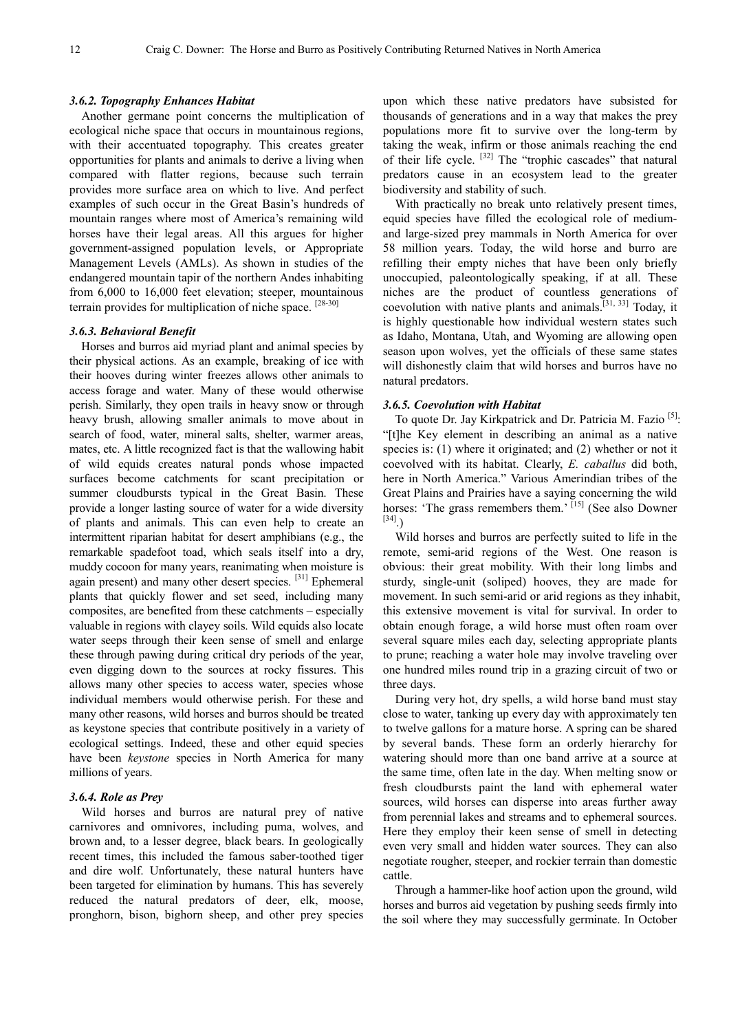### *3.6.2. Topography Enhances Habitat*

Another germane point concerns the multiplication of ecological niche space that occurs in mountainous regions, with their accentuated topography. This creates greater opportunities for plants and animals to derive a living when compared with flatter regions, because such terrain provides more surface area on which to live. And perfect examples of such occur in the Great Basin's hundreds of mountain ranges where most of America's remaining wild horses have their legal areas. All this argues for higher government-assigned population levels, or Appropriate Management Levels (AMLs). As shown in studies of the endangered mountain tapir of the northern Andes inhabiting from 6,000 to 16,000 feet elevation; steeper, mountainous terrain provides for multiplication of niche space. [28-30]

### *3.6.3. Behavioral Benefit*

Horses and burros aid myriad plant and animal species by their physical actions. As an example, breaking of ice with their hooves during winter freezes allows other animals to access forage and water. Many of these would otherwise perish. Similarly, they open trails in heavy snow or through heavy brush, allowing smaller animals to move about in search of food, water, mineral salts, shelter, warmer areas, mates, etc. A little recognized fact is that the wallowing habit of wild equids creates natural ponds whose impacted surfaces become catchments for scant precipitation or summer cloudbursts typical in the Great Basin. These provide a longer lasting source of water for a wide diversity of plants and animals. This can even help to create an intermittent riparian habitat for desert amphibians (e.g., the remarkable spadefoot toad, which seals itself into a dry, muddy cocoon for many years, reanimating when moisture is again present) and many other desert species. [31] Ephemeral plants that quickly flower and set seed, including many composites, are benefited from these catchments – especially valuable in regions with clayey soils. Wild equids also locate water seeps through their keen sense of smell and enlarge these through pawing during critical dry periods of the year, even digging down to the sources at rocky fissures. This allows many other species to access water, species whose individual members would otherwise perish. For these and many other reasons, wild horses and burros should be treated as keystone species that contribute positively in a variety of ecological settings. Indeed, these and other equid species have been *keystone* species in North America for many millions of years.

### *3.6.4. Role as Prey*

Wild horses and burros are natural prey of native carnivores and omnivores, including puma, wolves, and brown and, to a lesser degree, black bears. In geologically recent times, this included the famous saber-toothed tiger and dire wolf. Unfortunately, these natural hunters have been targeted for elimination by humans. This has severely reduced the natural predators of deer, elk, moose, pronghorn, bison, bighorn sheep, and other prey species upon which these native predators have subsisted for thousands of generations and in a way that makes the prey populations more fit to survive over the long-term by taking the weak, infirm or those animals reaching the end of their life cycle. [32] The "trophic cascades" that natural predators cause in an ecosystem lead to the greater biodiversity and stability of such.

With practically no break unto relatively present times, equid species have filled the ecological role of medium- and large-sized prey mammals in North America for over 58 million years. Today, the wild horse and burro are refilling their empty niches that have been only briefly unoccupied, paleontologically speaking, if at all. These niches are the product of countless generations of coevolution with native plants and animals.[31, 33] Today, it is highly questionable how individual western states such as Idaho, Montana, Utah, and Wyoming are allowing open season upon wolves, yet the officials of these same states will dishonestly claim that wild horses and burros have no natural predators.

### *3.6.5. Coevolution with Habitat*

To quote Dr. Jay Kirkpatrick and Dr. Patricia M. Fazio [5]: "[t]he Key element in describing an animal as a native species is: (1) where it originated; and (2) whether or not it coevolved with its habitat. Clearly, *E. caballus* did both, here in North America." Various Amerindian tribes of the Great Plains and Prairies have a saying concerning the wild horses: 'The grass remembers them.' [15] (See also Downer [34].)

Wild horses and burros are perfectly suited to life in the remote, semi-arid regions of the West. One reason is obvious: their great mobility. With their long limbs and sturdy, single-unit (soliped) hooves, they are made for movement. In such semi-arid or arid regions as they inhabit, this extensive movement is vital for survival. In order to obtain enough forage, a wild horse must often roam over several square miles each day, selecting appropriate plants to prune; reaching a water hole may involve traveling over one hundred miles round trip in a grazing circuit of two or three days.

During very hot, dry spells, a wild horse band must stay close to water, tanking up every day with approximately ten to twelve gallons for a mature horse. A spring can be shared by several bands. These form an orderly hierarchy for watering should more than one band arrive at a source at the same time, often late in the day. When melting snow or fresh cloudbursts paint the land with ephemeral water sources, wild horses can disperse into areas further away from perennial lakes and streams and to ephemeral sources. Here they employ their keen sense of smell in detecting even very small and hidden water sources. They can also negotiate rougher, steeper, and rockier terrain than domestic cattle.

Through a hammer-like hoof action upon the ground, wild horses and burros aid vegetation by pushing seeds firmly into the soil where they may successfully germinate. In October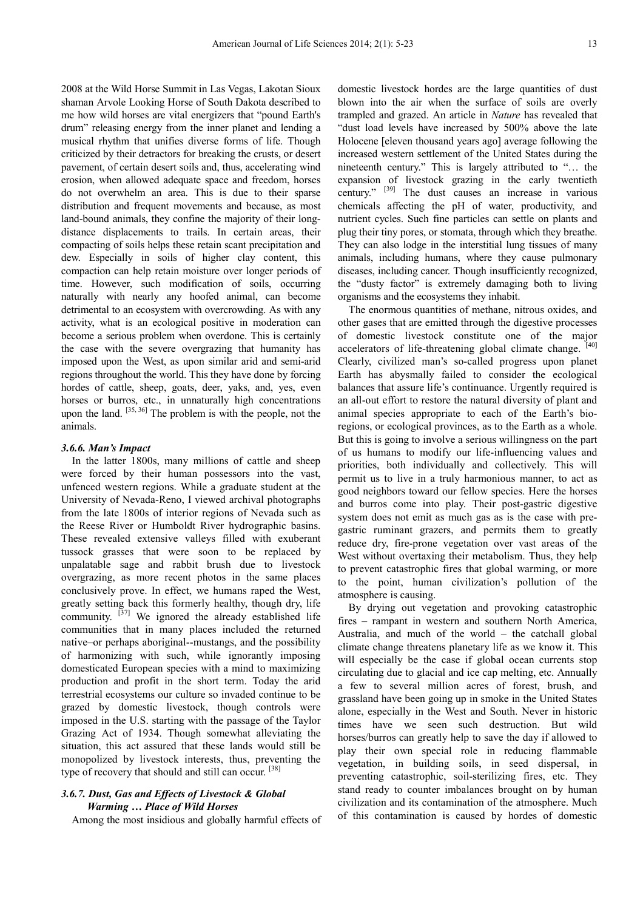2008 at the Wild Horse Summit in Las Vegas, Lakotan Sioux shaman Arvole Looking Horse of South Dakota described to me how wild horses are vital energizers that "pound Earth's drum" releasing energy from the inner planet and lending a musical rhythm that unifies diverse forms of life. Though criticized by their detractors for breaking the crusts, or desert pavement, of certain desert soils and, thus, accelerating wind erosion, when allowed adequate space and freedom, horses do not overwhelm an area. This is due to their sparse distribution and frequent movements and because, as most land-bound animals, they confine the majority of their long-distance displacements to trails. In certain areas, their compacting of soils helps these retain scant precipitation and dew. Especially in soils of higher clay content, this compaction can help retain moisture over longer periods of time. However, such modification of soils, occurring naturally with nearly any hoofed animal, can become detrimental to an ecosystem with overcrowding. As with any activity, what is an ecological positive in moderation can become a serious problem when overdone. This is certainly the case with the severe overgrazing that humanity has imposed upon the West, as upon similar arid and semi-arid regions throughout the world. This they have done by forcing hordes of cattle, sheep, goats, deer, yaks, and, yes, even horses or burros, etc., in unnaturally high concentrations upon the land. [35, 36] The problem is with the people, not the animals.

### *3.6.6. Man's Impact*

In the latter 1800s, many millions of cattle and sheep were forced by their human possessors into the vast, unfenced western regions. While a graduate student at the University of Nevada-Reno, I viewed archival photographs from the late 1800s of interior regions of Nevada such as the Reese River or Humboldt River hydrographic basins. These revealed extensive valleys filled with exuberant tussock grasses that were soon to be replaced by unpalatable sage and rabbit brush due to livestock overgrazing, as more recent photos in the same places conclusively prove. In effect, we humans raped the West, greatly setting back this formerly healthy, though dry, life community. [37] We ignored the already established life communities that in many places included the returned native–or perhaps aboriginal--mustangs, and the possibility of harmonizing with such, while ignorantly imposing domesticated European species with a mind to maximizing production and profit in the short term. Today the arid terrestrial ecosystems our culture so invaded continue to be grazed by domestic livestock, though controls were imposed in the U.S. starting with the passage of the Taylor Grazing Act of 1934. Though somewhat alleviating the situation, this act assured that these lands would still be monopolized by livestock interests, thus, preventing the type of recovery that should and still can occur. [38]

### *3.6.7. Dust, Gas and Effects of Livestock & Global Warming … Place of Wild Horses*

Among the most insidious and globally harmful effects of domestic livestock hordes are the large quantities of dust blown into the air when the surface of soils are overly trampled and grazed. An article in *Nature* has revealed that "dust load levels have increased by 500% above the late Holocene [eleven thousand years ago] average following the increased western settlement of the United States during the nineteenth century." This is largely attributed to "… the expansion of livestock grazing in the early twentieth century." [39] The dust causes an increase in various chemicals affecting the pH of water, productivity, and nutrient cycles. Such fine particles can settle on plants and plug their tiny pores, or stomata, through which they breathe. They can also lodge in the interstitial lung tissues of many animals, including humans, where they cause pulmonary diseases, including cancer. Though insufficiently recognized, the "dusty factor" is extremely damaging both to living organisms and the ecosystems they inhabit.

The enormous quantities of methane, nitrous oxides, and other gases that are emitted through the digestive processes of domestic livestock constitute one of the major accelerators of life-threatening global climate change. [40] Clearly, civilized man's so-called progress upon planet Earth has abysmally failed to consider the ecological balances that assure life's continuance. Urgently required is an all-out effort to restore the natural diversity of plant and animal species appropriate to each of the Earth's bio-regions, or ecological provinces, as to the Earth as a whole. But this is going to involve a serious willingness on the part of us humans to modify our life-influencing values and priorities, both individually and collectively. This will permit us to live in a truly harmonious manner, to act as good neighbors toward our fellow species. Here the horses and burros come into play. Their post-gastric digestive system does not emit as much gas as is the case with pre-gastric ruminant grazers, and permits them to greatly reduce dry, fire-prone vegetation over vast areas of the West without overtaxing their metabolism. Thus, they help to prevent catastrophic fires that global warming, or more to the point, human civilization's pollution of the atmosphere is causing.

By drying out vegetation and provoking catastrophic fires – rampant in western and southern North America, Australia, and much of the world – the catchall global climate change threatens planetary life as we know it. This will especially be the case if global ocean currents stop circulating due to glacial and ice cap melting, etc. Annually a few to several million acres of forest, brush, and grassland have been going up in smoke in the United States alone, especially in the West and South. Never in historic times have we seen such destruction. But wild horses/burros can greatly help to save the day if allowed to play their own special role in reducing flammable vegetation, in building soils, in seed dispersal, in preventing catastrophic, soil-sterilizing fires, etc. They stand ready to counter imbalances brought on by human civilization and its contamination of the atmosphere. Much of this contamination is caused by hordes of domestic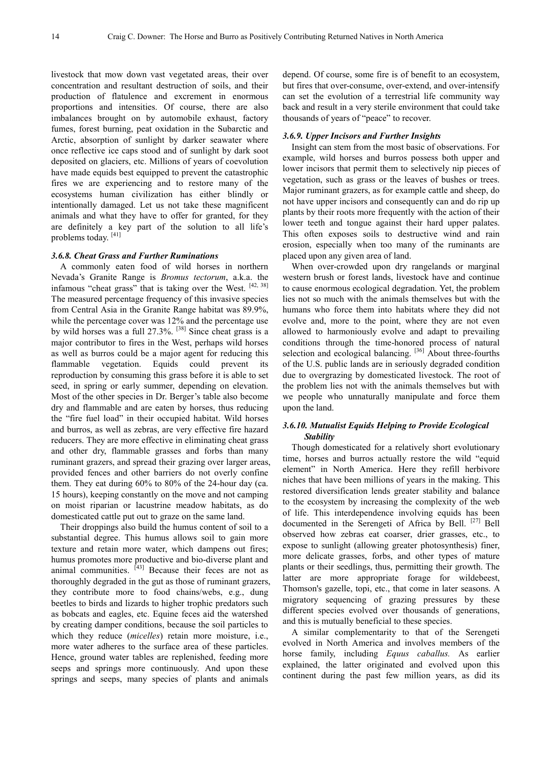livestock that mow down vast vegetated areas, their over concentration and resultant destruction of soils, and their production of flatulence and excrement in enormous proportions and intensities. Of course, there are also imbalances brought on by automobile exhaust, factory fumes, forest burning, peat oxidation in the Subarctic and Arctic, absorption of sunlight by darker seawater where once reflective ice caps stood and of sunlight by dark soot deposited on glaciers, etc. Millions of years of coevolution have made equids best equipped to prevent the catastrophic fires we are experiencing and to restore many of the ecosystems human civilization has either blindly or intentionally damaged. Let us not take these magnificent animals and what they have to offer for granted, for they are definitely a key part of the solution to all life's problems today. [41]

### *3.6.8. Cheat Grass and Further Ruminations*

A commonly eaten food of wild horses in northern Nevada's Granite Range is *Bromus tectorum*, a.k.a. the infamous "cheat grass" that is taking over the West. [42, 38] The measured percentage frequency of this invasive species from Central Asia in the Granite Range habitat was 89.9%, while the percentage cover was 12% and the percentage use by wild horses was a full 27.3%. [38] Since cheat grass is a major contributor to fires in the West, perhaps wild horses as well as burros could be a major agent for reducing this flammable vegetation. Equids could prevent its reproduction by consuming this grass before it is able to set seed, in spring or early summer, depending on elevation. Most of the other species in Dr. Berger's table also become dry and flammable and are eaten by horses, thus reducing the "fire fuel load" in their occupied habitat. Wild horses and burros, as well as zebras, are very effective fire hazard reducers. They are more effective in eliminating cheat grass and other dry, flammable grasses and forbs than many ruminant grazers, and spread their grazing over larger areas, provided fences and other barriers do not overly confine them. They eat during 60% to 80% of the 24-hour day (ca. 15 hours), keeping constantly on the move and not camping on moist riparian or lacustrine meadow habitats, as do domesticated cattle put out to graze on the same land.

Their droppings also build the humus content of soil to a substantial degree. This humus allows soil to gain more texture and retain more water, which dampens out fires; humus promotes more productive and bio-diverse plant and animal communities. [43] Because their feces are not as thoroughly degraded in the gut as those of ruminant grazers, they contribute more to food chains/webs, e.g., dung beetles to birds and lizards to higher trophic predators such as bobcats and eagles, etc. Equine feces aid the watershed by creating damper conditions, because the soil particles to which they reduce (*micelles*) retain more moisture, i.e., more water adheres to the surface area of these particles. Hence, ground water tables are replenished, feeding more seeps and springs more continuously. And upon these springs and seeps, many species of plants and animals depend. Of course, some fire is of benefit to an ecosystem, but fires that over-consume, over-extend, and over-intensify can set the evolution of a terrestrial life community way back and result in a very sterile environment that could take thousands of years of "peace" to recover.

### *3.6.9. Upper Incisors and Further Insights*

Insight can stem from the most basic of observations. For example, wild horses and burros possess both upper and lower incisors that permit them to selectively nip pieces of vegetation, such as grass or the leaves of bushes or trees. Major ruminant grazers, as for example cattle and sheep, do not have upper incisors and consequently can and do rip up plants by their roots more frequently with the action of their lower teeth and tongue against their hard upper palates. This often exposes soils to destructive wind and rain erosion, especially when too many of the ruminants are placed upon any given area of land.

When over-crowded upon dry rangelands or marginal western brush or forest lands, livestock have and continue to cause enormous ecological degradation. Yet, the problem lies not so much with the animals themselves but with the humans who force them into habitats where they did not evolve and, more to the point, where they are not even allowed to harmoniously evolve and adapt to prevailing conditions through the time-honored process of natural selection and ecological balancing. [36] About three-fourths of the U.S. public lands are in seriously degraded condition due to overgrazing by domesticated livestock. The root of the problem lies not with the animals themselves but with we people who unnaturally manipulate and force them upon the land.

### *3.6.10. Mutualist Equids Helping to Provide Ecological Stability*

Though domesticated for a relatively short evolutionary time, horses and burros actually restore the wild "equid element" in North America. Here they refill herbivore niches that have been millions of years in the making. This restored diversification lends greater stability and balance to the ecosystem by increasing the complexity of the web of life. This interdependence involving equids has been documented in the Serengeti of Africa by Bell. [27] Bell observed how zebras eat coarser, drier grasses, etc., to expose to sunlight (allowing greater photosynthesis) finer, more delicate grasses, forbs, and other types of mature plants or their seedlings, thus, permitting their growth. The latter are more appropriate forage for wildebeest, Thomson's gazelle, topi, etc., that come in later seasons. A migratory sequencing of grazing pressures by these different species evolved over thousands of generations, and this is mutually beneficial to these species.

A similar complementarity to that of the Serengeti evolved in North America and involves members of the horse family, including *Equus caballus.* As earlier explained, the latter originated and evolved upon this continent during the past few million years, as did its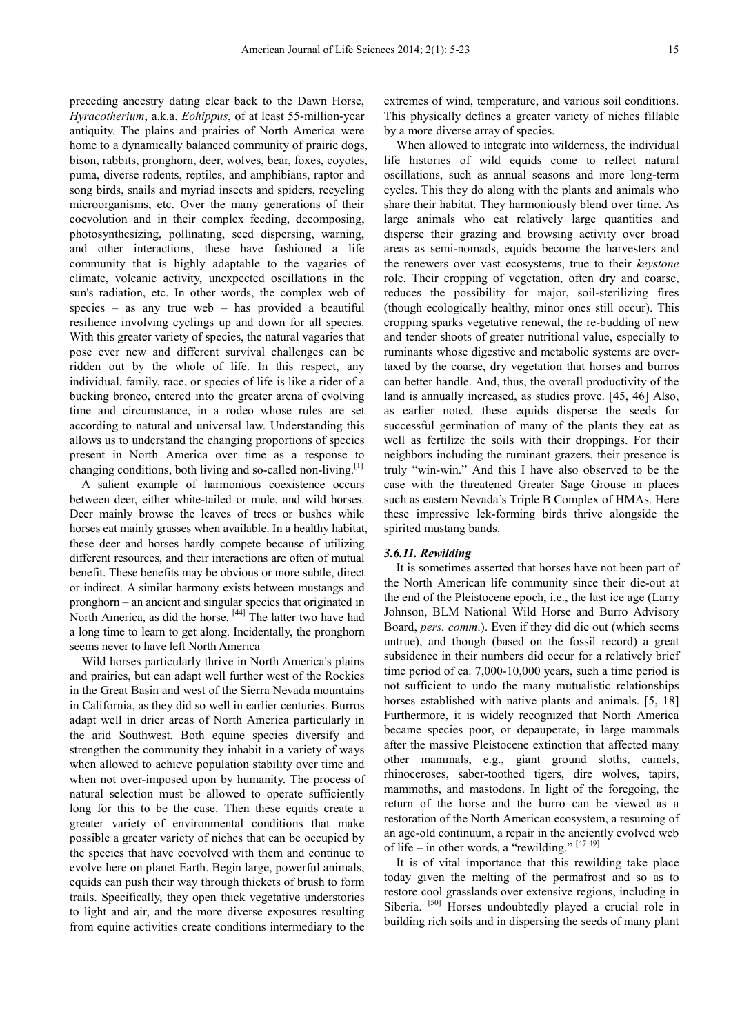preceding ancestry dating clear back to the Dawn Horse, *Hyracotherium*, a.k.a. *Eohippus*, of at least 55-million-year antiquity. The plains and prairies of North America were home to a dynamically balanced community of prairie dogs, bison, rabbits, pronghorn, deer, wolves, bear, foxes, coyotes, puma, diverse rodents, reptiles, and amphibians, raptor and song birds, snails and myriad insects and spiders, recycling microorganisms, etc. Over the many generations of their coevolution and in their complex feeding, decomposing, photosynthesizing, pollinating, seed dispersing, warning, and other interactions, these have fashioned a life community that is highly adaptable to the vagaries of climate, volcanic activity, unexpected oscillations in the sun's radiation, etc. In other words, the complex web of species – as any true web – has provided a beautiful resilience involving cyclings up and down for all species. With this greater variety of species, the natural vagaries that pose ever new and different survival challenges can be ridden out by the whole of life. In this respect, any individual, family, race, or species of life is like a rider of a bucking bronco, entered into the greater arena of evolving time and circumstance, in a rodeo whose rules are set according to natural and universal law. Understanding this allows us to understand the changing proportions of species present in North America over time as a response to changing conditions, both living and so-called non-living.[1]

A salient example of harmonious coexistence occurs between deer, either white-tailed or mule, and wild horses. Deer mainly browse the leaves of trees or bushes while horses eat mainly grasses when available. In a healthy habitat, these deer and horses hardly compete because of utilizing different resources, and their interactions are often of mutual benefit. These benefits may be obvious or more subtle, direct or indirect. A similar harmony exists between mustangs and pronghorn – an ancient and singular species that originated in North America, as did the horse. [44] The latter two have had a long time to learn to get along. Incidentally, the pronghorn seems never to have left North America

Wild horses particularly thrive in North America's plains and prairies, but can adapt well further west of the Rockies in the Great Basin and west of the Sierra Nevada mountains in California, as they did so well in earlier centuries. Burros adapt well in drier areas of North America particularly in the arid Southwest. Both equine species diversify and strengthen the community they inhabit in a variety of ways when allowed to achieve population stability over time and when not over-imposed upon by humanity. The process of natural selection must be allowed to operate sufficiently long for this to be the case. Then these equids create a greater variety of environmental conditions that make possible a greater variety of niches that can be occupied by the species that have coevolved with them and continue to evolve here on planet Earth. Begin large, powerful animals, equids can push their way through thickets of brush to form trails. Specifically, they open thick vegetative understories to light and air, and the more diverse exposures resulting from equine activities create conditions intermediary to the extremes of wind, temperature, and various soil conditions. This physically defines a greater variety of niches fillable by a more diverse array of species.

When allowed to integrate into wilderness, the individual life histories of wild equids come to reflect natural oscillations, such as annual seasons and more long-term cycles. This they do along with the plants and animals who share their habitat. They harmoniously blend over time. As large animals who eat relatively large quantities and disperse their grazing and browsing activity over broad areas as semi-nomads, equids become the harvesters and the renewers over vast ecosystems, true to their *keystone* role. Their cropping of vegetation, often dry and coarse, reduces the possibility for major, soil-sterilizing fires (though ecologically healthy, minor ones still occur). This cropping sparks vegetative renewal, the re-budding of new and tender shoots of greater nutritional value, especially to ruminants whose digestive and metabolic systems are over-taxed by the coarse, dry vegetation that horses and burros can better handle. And, thus, the overall productivity of the land is annually increased, as studies prove. [45, 46] Also, as earlier noted, these equids disperse the seeds for successful germination of many of the plants they eat as well as fertilize the soils with their droppings. For their neighbors including the ruminant grazers, their presence is truly "win-win." And this I have also observed to be the case with the threatened Greater Sage Grouse in places such as eastern Nevada's Triple B Complex of HMAs. Here these impressive lek-forming birds thrive alongside the spirited mustang bands.

#### *3.6.11. Rewilding*

It is sometimes asserted that horses have not been part of the North American life community since their die-out at the end of the Pleistocene epoch, i.e., the last ice age (Larry Johnson, BLM National Wild Horse and Burro Advisory Board, *pers. comm*.). Even if they did die out (which seems untrue), and though (based on the fossil record) a great subsidence in their numbers did occur for a relatively brief time period of ca. 7,000-10,000 years, such a time period is not sufficient to undo the many mutualistic relationships horses established with native plants and animals. [5, 18] Furthermore, it is widely recognized that North America became species poor, or depauperate, in large mammals after the massive Pleistocene extinction that affected many other mammals, e.g., giant ground sloths, camels, rhinoceroses, saber-toothed tigers, dire wolves, tapirs, mammoths, and mastodons. In light of the foregoing, the return of the horse and the burro can be viewed as a restoration of the North American ecosystem, a resuming of an age-old continuum, a repair in the anciently evolved web of life – in other words, a "rewilding." [47-49]

It is of vital importance that this rewilding take place today given the melting of the permafrost and so as to restore cool grasslands over extensive regions, including in Siberia. [50] Horses undoubtedly played a crucial role in building rich soils and in dispersing the seeds of many plant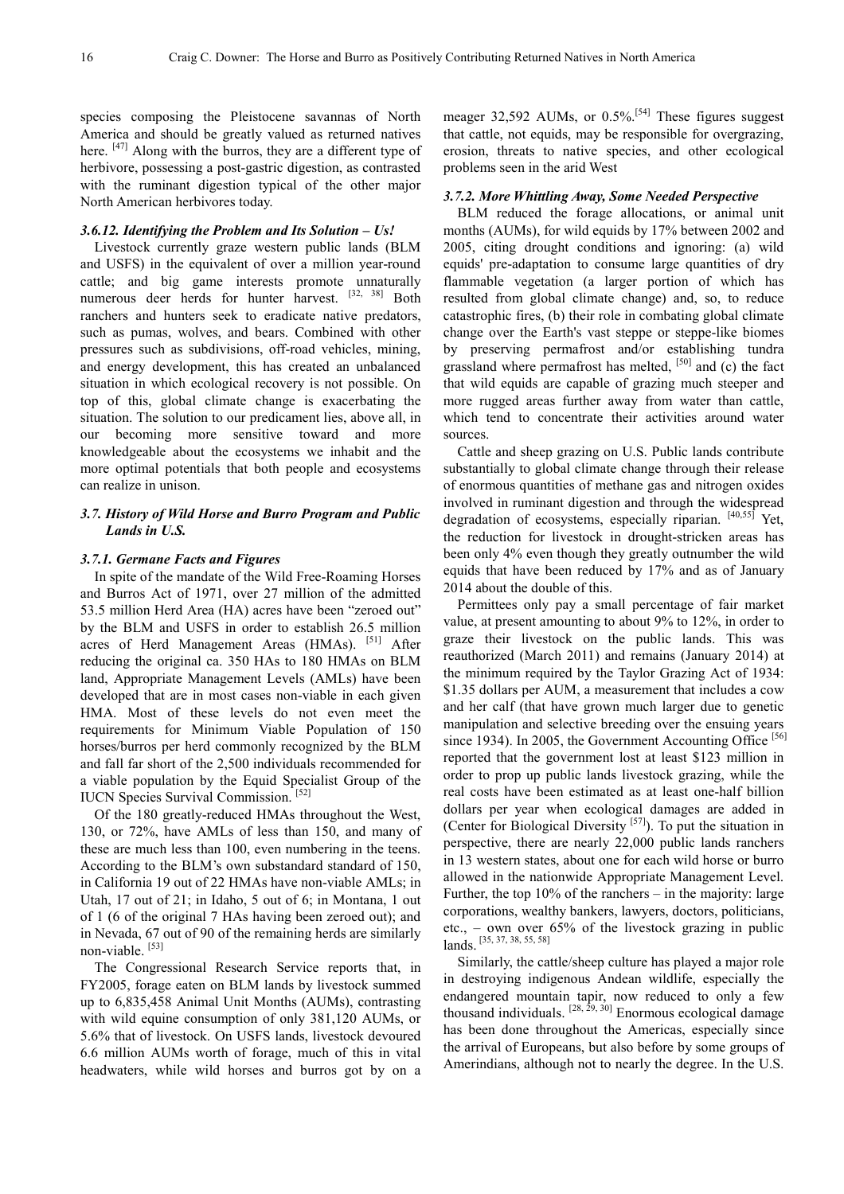species composing the Pleistocene savannas of North America and should be greatly valued as returned natives here. [47] Along with the burros, they are a different type of herbivore, possessing a post-gastric digestion, as contrasted with the ruminant digestion typical of the other major North American herbivores today.

### *3.6.12. Identifying the Problem and Its Solution – Us!*

Livestock currently graze western public lands (BLM and USFS) in the equivalent of over a million year-round cattle; and big game interests promote unnaturally numerous deer herds for hunter harvest. [32, 38] Both ranchers and hunters seek to eradicate native predators, such as pumas, wolves, and bears. Combined with other pressures such as subdivisions, off-road vehicles, mining, and energy development, this has created an unbalanced situation in which ecological recovery is not possible. On top of this, global climate change is exacerbating the situation. The solution to our predicament lies, above all, in our becoming more sensitive toward and more knowledgeable about the ecosystems we inhabit and the more optimal potentials that both people and ecosystems can realize in unison.

## *3.7. History of Wild Horse and Burro Program and Public Lands in U.S.*

### *3.7.1. Germane Facts and Figures*

In spite of the mandate of the Wild Free-Roaming Horses and Burros Act of 1971, over 27 million of the admitted 53.5 million Herd Area (HA) acres have been "zeroed out" by the BLM and USFS in order to establish 26.5 million acres of Herd Management Areas (HMAs). [51] After reducing the original ca. 350 HAs to 180 HMAs on BLM land, Appropriate Management Levels (AMLs) have been developed that are in most cases non-viable in each given HMA. Most of these levels do not even meet the requirements for Minimum Viable Population of 150 horses/burros per herd commonly recognized by the BLM and fall far short of the 2,500 individuals recommended for a viable population by the Equid Specialist Group of the IUCN Species Survival Commission. [52]

Of the 180 greatly-reduced HMAs throughout the West, 130, or 72%, have AMLs of less than 150, and many of these are much less than 100, even numbering in the teens. According to the BLM's own substandard standard of 150, in California 19 out of 22 HMAs have non-viable AMLs; in Utah, 17 out of 21; in Idaho, 5 out of 6; in Montana, 1 out of 1 (6 of the original 7 HAs having been zeroed out); and in Nevada, 67 out of 90 of the remaining herds are similarly non-viable. [53]

The Congressional Research Service reports that, in FY2005, forage eaten on BLM lands by livestock summed up to 6,835,458 Animal Unit Months (AUMs), contrasting with wild equine consumption of only 381,120 AUMs, or 5.6% that of livestock. On USFS lands, livestock devoured 6.6 million AUMs worth of forage, much of this in vital headwaters, while wild horses and burros got by on a meager 32,592 AUMs, or 0.5%.[54] These figures suggest that cattle, not equids, may be responsible for overgrazing, erosion, threats to native species, and other ecological problems seen in the arid West

### *3.7.2. More Whittling Away, Some Needed Perspective*

BLM reduced the forage allocations, or animal unit months (AUMs), for wild equids by 17% between 2002 and 2005, citing drought conditions and ignoring: (a) wild equids' pre-adaptation to consume large quantities of dry flammable vegetation (a larger portion of which has resulted from global climate change) and, so, to reduce catastrophic fires, (b) their role in combating global climate change over the Earth's vast steppe or steppe-like biomes by preserving permafrost and/or establishing tundra grassland where permafrost has melted, [50] and (c) the fact that wild equids are capable of grazing much steeper and more rugged areas further away from water than cattle, which tend to concentrate their activities around water sources.

Cattle and sheep grazing on U.S. Public lands contribute substantially to global climate change through their release of enormous quantities of methane gas and nitrogen oxides involved in ruminant digestion and through the widespread degradation of ecosystems, especially riparian. [40,55] Yet, the reduction for livestock in drought-stricken areas has been only 4% even though they greatly outnumber the wild equids that have been reduced by 17% and as of January 2014 about the double of this.

Permittees only pay a small percentage of fair market value, at present amounting to about 9% to 12%, in order to graze their livestock on the public lands. This was reauthorized (March 2011) and remains (January 2014) at the minimum required by the Taylor Grazing Act of 1934: $1.35 dollars per AUM, a measurement that includes a cow and her calf (that have grown much larger due to genetic manipulation and selective breeding over the ensuing years since 1934). In 2005, the Government Accounting Office [56] reported that the government lost at least $123 million in order to prop up public lands livestock grazing, while the real costs have been estimated as at least one-half billion dollars per year when ecological damages are added in (Center for Biological Diversity [57]). To put the situation in perspective, there are nearly 22,000 public lands ranchers in 13 western states, about one for each wild horse or burro allowed in the nationwide Appropriate Management Level. Further, the top 10% of the ranchers – in the majority: large corporations, wealthy bankers, lawyers, doctors, politicians, etc., – own over 65% of the livestock grazing in public lands. [35, 37, 38, 55, 58]

Similarly, the cattle/sheep culture has played a major role in destroying indigenous Andean wildlife, especially the endangered mountain tapir, now reduced to only a few thousand individuals. [28, 29, 30] Enormous ecological damage has been done throughout the Americas, especially since the arrival of Europeans, but also before by some groups of Amerindians, although not to nearly the degree. In the U.S.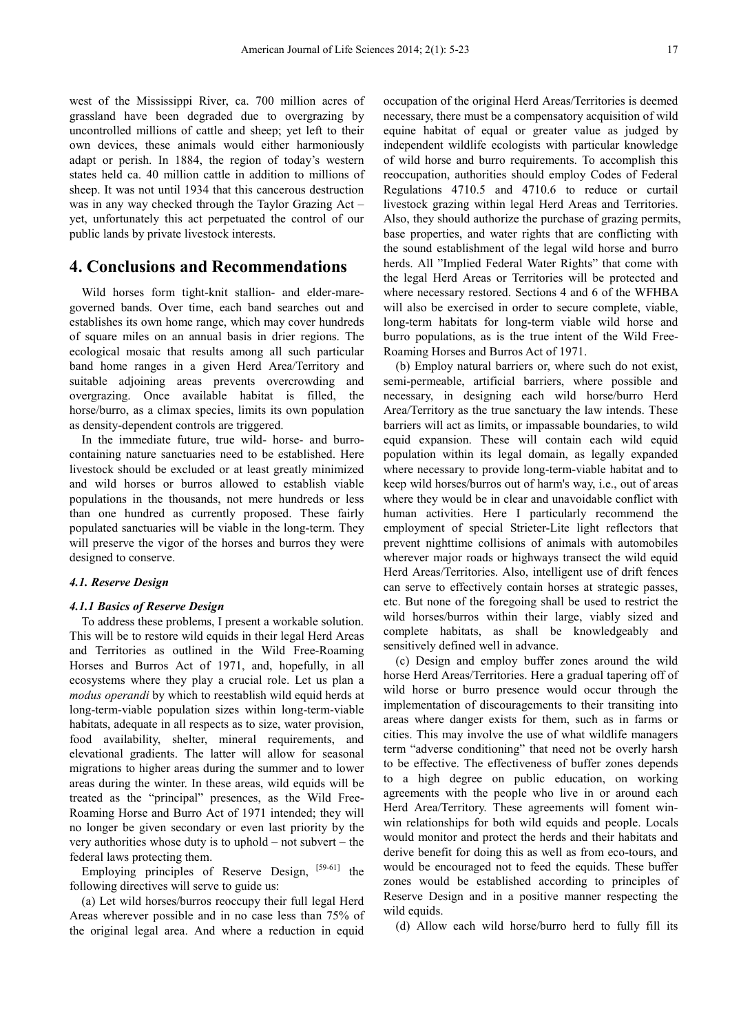west of the Mississippi River, ca. 700 million acres of grassland have been degraded due to overgrazing by uncontrolled millions of cattle and sheep; yet left to their own devices, these animals would either harmoniously adapt or perish. In 1884, the region of today's western states held ca. 40 million cattle in addition to millions of sheep. It was not until 1934 that this cancerous destruction was in any way checked through the Taylor Grazing Act – yet, unfortunately this act perpetuated the control of our public lands by private livestock interests.

## 4. Conclusions and Recommendations

Wild horses form tight-knit stallion- and elder-mare-governed bands. Over time, each band searches out and establishes its own home range, which may cover hundreds of square miles on an annual basis in drier regions. The ecological mosaic that results among all such particular band home ranges in a given Herd Area/Territory and suitable adjoining areas prevents overcrowding and overgrazing. Once available habitat is filled, the horse/burro, as a climax species, limits its own population as density-dependent controls are triggered.

In the immediate future, true wild- horse- and burro-containing nature sanctuaries need to be established. Here livestock should be excluded or at least greatly minimized and wild horses or burros allowed to establish viable populations in the thousands, not mere hundreds or less than one hundred as currently proposed. These fairly populated sanctuaries will be viable in the long-term. They will preserve the vigor of the horses and burros they were designed to conserve.

### *4.1. Reserve Design*

#### *4.1.1 Basics of Reserve Design*

To address these problems, I present a workable solution. This will be to restore wild equids in their legal Herd Areas and Territories as outlined in the Wild Free-Roaming Horses and Burros Act of 1971, and, hopefully, in all ecosystems where they play a crucial role. Let us plan a *modus operandi* by which to reestablish wild equid herds at long-term-viable population sizes within long-term-viable habitats, adequate in all respects as to size, water provision, food availability, shelter, mineral requirements, and elevational gradients. The latter will allow for seasonal migrations to higher areas during the summer and to lower areas during the winter. In these areas, wild equids will be treated as the "principal" presences, as the Wild Free-Roaming Horse and Burro Act of 1971 intended; they will no longer be given secondary or even last priority by the very authorities whose duty is to uphold – not subvert – the federal laws protecting them.

Employing principles of Reserve Design, [59-61] the following directives will serve to guide us:

(a) Let wild horses/burros reoccupy their full legal Herd Areas wherever possible and in no case less than 75% of the original legal area. And where a reduction in equid occupation of the original Herd Areas/Territories is deemed necessary, there must be a compensatory acquisition of wild equine habitat of equal or greater value as judged by independent wildlife ecologists with particular knowledge of wild horse and burro requirements. To accomplish this reoccupation, authorities should employ Codes of Federal Regulations 4710.5 and 4710.6 to reduce or curtail livestock grazing within legal Herd Areas and Territories. Also, they should authorize the purchase of grazing permits, base properties, and water rights that are conflicting with the sound establishment of the legal wild horse and burro herds. All "Implied Federal Water Rights" that come with the legal Herd Areas or Territories will be protected and where necessary restored. Sections 4 and 6 of the WFHBA will also be exercised in order to secure complete, viable, long-term habitats for long-term viable wild horse and burro populations, as is the true intent of the Wild Free-Roaming Horses and Burros Act of 1971.

(b) Employ natural barriers or, where such do not exist, semi-permeable, artificial barriers, where possible and necessary, in designing each wild horse/burro Herd Area/Territory as the true sanctuary the law intends. These barriers will act as limits, or impassable boundaries, to wild equid expansion. These will contain each wild equid population within its legal domain, as legally expanded where necessary to provide long-term-viable habitat and to keep wild horses/burros out of harm's way, i.e., out of areas where they would be in clear and unavoidable conflict with human activities. Here I particularly recommend the employment of special Strieter-Lite light reflectors that prevent nighttime collisions of animals with automobiles wherever major roads or highways transect the wild equid Herd Areas/Territories. Also, intelligent use of drift fences can serve to effectively contain horses at strategic passes, etc. But none of the foregoing shall be used to restrict the wild horses/burros within their large, viably sized and complete habitats, as shall be knowledgeably and sensitively defined well in advance.

(c) Design and employ buffer zones around the wild horse Herd Areas/Territories. Here a gradual tapering off of wild horse or burro presence would occur through the implementation of discouragements to their transiting into areas where danger exists for them, such as in farms or cities. This may involve the use of what wildlife managers term "adverse conditioning" that need not be overly harsh to be effective. The effectiveness of buffer zones depends to a high degree on public education, on working agreements with the people who live in or around each Herd Area/Territory. These agreements will foment win-win relationships for both wild equids and people. Locals would monitor and protect the herds and their habitats and derive benefit for doing this as well as from eco-tours, and would be encouraged not to feed the equids. These buffer zones would be established according to principles of Reserve Design and in a positive manner respecting the wild equids.

(d) Allow each wild horse/burro herd to fully fill its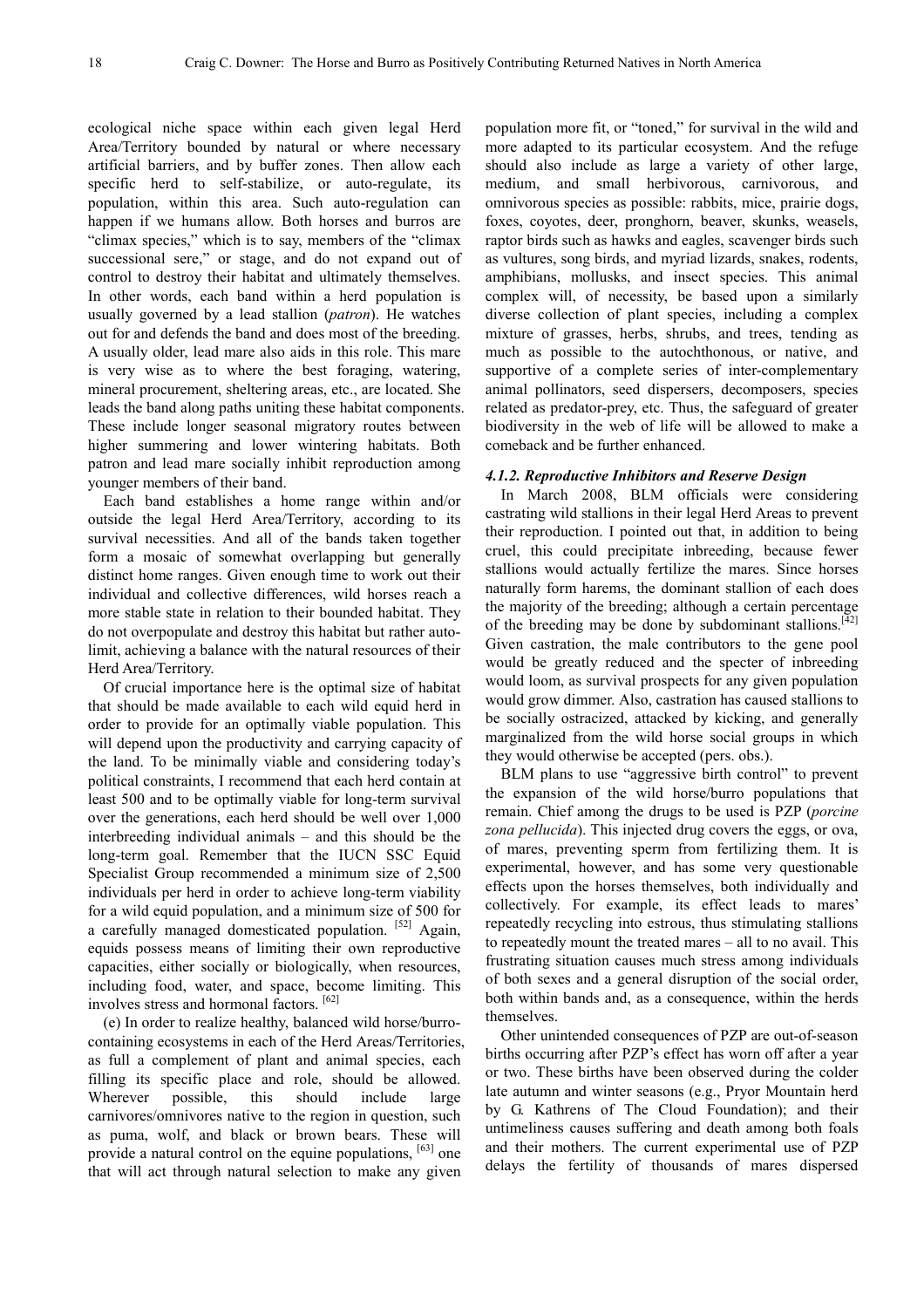ecological niche space within each given legal Herd Area/Territory bounded by natural or where necessary artificial barriers, and by buffer zones. Then allow each specific herd to self-stabilize, or auto-regulate, its population, within this area. Such auto-regulation can happen if we humans allow. Both horses and burros are "climax species," which is to say, members of the "climax successional sere," or stage, and do not expand out of control to destroy their habitat and ultimately themselves. In other words, each band within a herd population is usually governed by a lead stallion (*patron*). He watches out for and defends the band and does most of the breeding. A usually older, lead mare also aids in this role. This mare is very wise as to where the best foraging, watering, mineral procurement, sheltering areas, etc., are located. She leads the band along paths uniting these habitat components. These include longer seasonal migratory routes between higher summering and lower wintering habitats. Both patron and lead mare socially inhibit reproduction among younger members of their band.

Each band establishes a home range within and/or outside the legal Herd Area/Territory, according to its survival necessities. And all of the bands taken together form a mosaic of somewhat overlapping but generally distinct home ranges. Given enough time to work out their individual and collective differences, wild horses reach a more stable state in relation to their bounded habitat. They do not overpopulate and destroy this habitat but rather auto-limit, achieving a balance with the natural resources of their Herd Area/Territory.

Of crucial importance here is the optimal size of habitat that should be made available to each wild equid herd in order to provide for an optimally viable population. This will depend upon the productivity and carrying capacity of the land. To be minimally viable and considering today's political constraints, I recommend that each herd contain at least 500 and to be optimally viable for long-term survival over the generations, each herd should be well over 1,000 interbreeding individual animals – and this should be the long-term goal. Remember that the IUCN SSC Equid Specialist Group recommended a minimum size of 2,500 individuals per herd in order to achieve long-term viability for a wild equid population, and a minimum size of 500 for a carefully managed domesticated population. [52] Again, equids possess means of limiting their own reproductive capacities, either socially or biologically, when resources, including food, water, and space, become limiting. This involves stress and hormonal factors. [62]

(e) In order to realize healthy, balanced wild horse/burro-containing ecosystems in each of the Herd Areas/Territories, as full a complement of plant and animal species, each filling its specific place and role, should be allowed. Wherever possible, this should include large carnivores/omnivores native to the region in question, such as puma, wolf, and black or brown bears. These will provide a natural control on the equine populations, [63] one that will act through natural selection to make any given population more fit, or "toned," for survival in the wild and more adapted to its particular ecosystem. And the refuge should also include as large a variety of other large, medium, and small herbivorous, carnivorous, and omnivorous species as possible: rabbits, mice, prairie dogs, foxes, coyotes, deer, pronghorn, beaver, skunks, weasels, raptor birds such as hawks and eagles, scavenger birds such as vultures, song birds, and myriad lizards, snakes, rodents, amphibians, mollusks, and insect species. This animal complex will, of necessity, be based upon a similarly diverse collection of plant species, including a complex mixture of grasses, herbs, shrubs, and trees, tending as much as possible to the autochthonous, or native, and supportive of a complete series of inter-complementary animal pollinators, seed dispersers, decomposers, species related as predator-prey, etc. Thus, the safeguard of greater biodiversity in the web of life will be allowed to make a comeback and be further enhanced.

#### *4.1.2. Reproductive Inhibitors and Reserve Design*

In March 2008, BLM officials were considering castrating wild stallions in their legal Herd Areas to prevent their reproduction. I pointed out that, in addition to being cruel, this could precipitate inbreeding, because fewer stallions would actually fertilize the mares. Since horses naturally form harems, the dominant stallion of each does the majority of the breeding; although a certain percentage of the breeding may be done by subdominant stallions.[42] Given castration, the male contributors to the gene pool would be greatly reduced and the specter of inbreeding would loom, as survival prospects for any given population would grow dimmer. Also, castration has caused stallions to be socially ostracized, attacked by kicking, and generally marginalized from the wild horse social groups in which they would otherwise be accepted (pers. obs.).

BLM plans to use "aggressive birth control" to prevent the expansion of the wild horse/burro populations that remain. Chief among the drugs to be used is PZP (*porcine zona pellucida*). This injected drug covers the eggs, or ova, of mares, preventing sperm from fertilizing them. It is experimental, however, and has some very questionable effects upon the horses themselves, both individually and collectively. For example, its effect leads to mares' repeatedly recycling into estrous, thus stimulating stallions to repeatedly mount the treated mares – all to no avail. This frustrating situation causes much stress among individuals of both sexes and a general disruption of the social order, both within bands and, as a consequence, within the herds themselves.

Other unintended consequences of PZP are out-of-season births occurring after PZP's effect has worn off after a year or two. These births have been observed during the colder late autumn and winter seasons (e.g., Pryor Mountain herd by G. Kathrens of The Cloud Foundation); and their untimeliness causes suffering and death among both foals and their mothers. The current experimental use of PZP delays the fertility of thousands of mares dispersed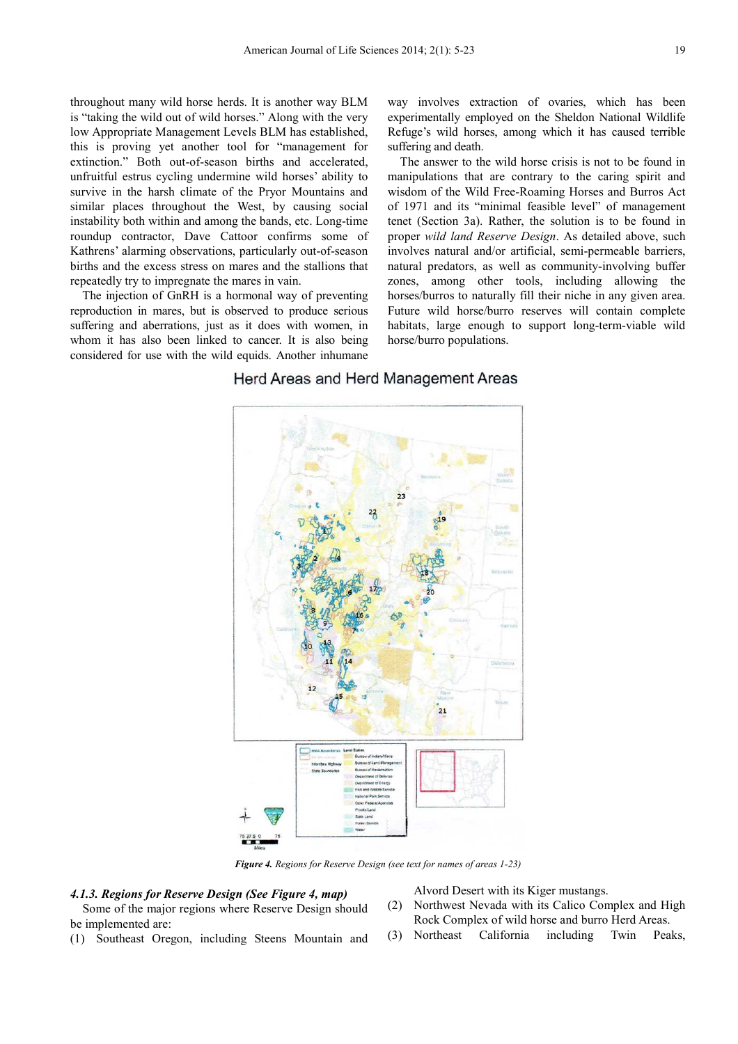throughout many wild horse herds. It is another way BLM is "taking the wild out of wild horses." Along with the very low Appropriate Management Levels BLM has established, this is proving yet another tool for "management for extinction." Both out-of-season births and accelerated, unfruitful estrus cycling undermine wild horses' ability to survive in the harsh climate of the Pryor Mountains and similar places throughout the West, by causing social instability both within and among the bands, etc. Long-time roundup contractor, Dave Cattoor confirms some of Kathrens' alarming observations, particularly out-of-season births and the excess stress on mares and the stallions that repeatedly try to impregnate the mares in vain.

The injection of GnRH is a hormonal way of preventing reproduction in mares, but is observed to produce serious suffering and aberrations, just as it does with women, in whom it has also been linked to cancer. It is also being considered for use with the wild equids. Another inhumane way involves extraction of ovaries, which has been experimentally employed on the Sheldon National Wildlife Refuge's wild horses, among which it has caused terrible suffering and death.

The answer to the wild horse crisis is not to be found in manipulations that are contrary to the caring spirit and wisdom of the Wild Free-Roaming Horses and Burros Act of 1971 and its "minimal feasible level" of management tenet (Section 3a). Rather, the solution is to be found in proper *wild land Reserve Design*. As detailed above, such involves natural and/or artificial, semi-permeable barriers, natural predators, as well as community-involving buffer zones, among other tools, including allowing the horses/burros to naturally fill their niche in any given area. Future wild horse/burro reserves will contain complete habitats, large enough to support long-term-viable wild horse/burro populations.

***Figure 4.*** *Regions for Reserve Design (see text for names of areas 1-23)*

#### *4.1.3. Regions for Reserve Design (See Figure 4, map)*

Some of the major regions where Reserve Design should be implemented are:

(1) Southeast Oregon, including Steens Mountain and Alvord Desert with its Kiger mustangs.

(2) Northwest Nevada with its Calico Complex and High Rock Complex of wild horse and burro Herd Areas.

(3) Northeast California including Twin Peaks,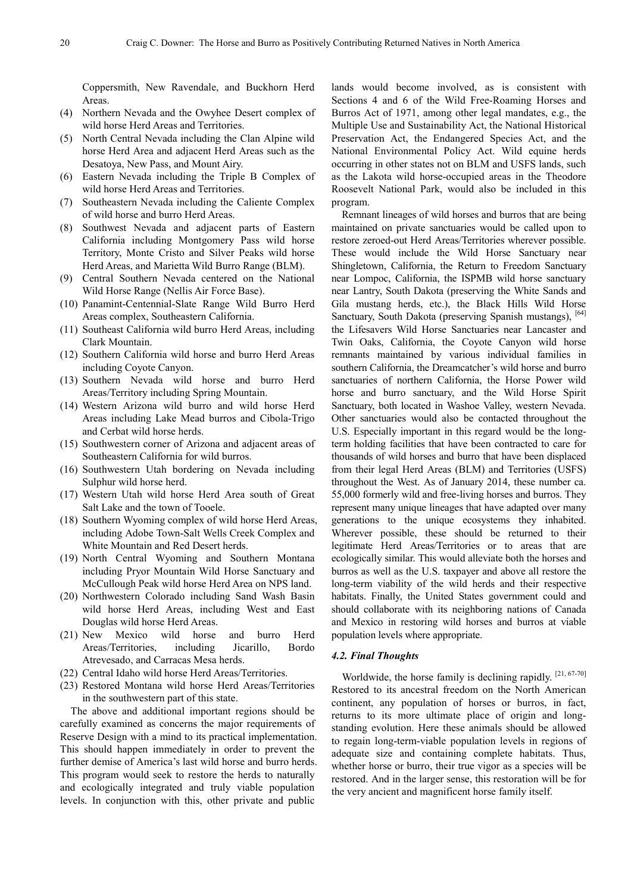Coppersmith, New Ravendale, and Buckhorn Herd Areas.

(4) Northern Nevada and the Owyhee Desert complex of wild horse Herd Areas and Territories.
(5) North Central Nevada including the Clan Alpine wild horse Herd Area and adjacent Herd Areas such as the Desatoya, New Pass, and Mount Airy.
(6) Eastern Nevada including the Triple B Complex of wild horse Herd Areas and Territories.
(7) Southeastern Nevada including the Caliente Complex of wild horse and burro Herd Areas.
(8) Southwest Nevada and adjacent parts of Eastern California including Montgomery Pass wild horse Territory, Monte Cristo and Silver Peaks wild horse Herd Areas, and Marietta Wild Burro Range (BLM).
(9) Central Southern Nevada centered on the National Wild Horse Range (Nellis Air Force Base).
(10) Panamint-Centennial-Slate Range Wild Burro Herd Areas complex, Southeastern California.
(11) Southeast California wild burro Herd Areas, including Clark Mountain.
(12) Southern California wild horse and burro Herd Areas including Coyote Canyon.
(13) Southern Nevada wild horse and burro Herd Areas/Territory including Spring Mountain.
(14) Western Arizona wild burro and wild horse Herd Areas including Lake Mead burros and Cibola-Trigo and Cerbat wild horse herds.
(15) Southwestern corner of Arizona and adjacent areas of Southeastern California for wild burros.
(16) Southwestern Utah bordering on Nevada including Sulphur wild horse herd.
(17) Western Utah wild horse Herd Area south of Great Salt Lake and the town of Tooele.
(18) Southern Wyoming complex of wild horse Herd Areas, including Adobe Town-Salt Wells Creek Complex and White Mountain and Red Desert herds.
(19) North Central Wyoming and Southern Montana including Pryor Mountain Wild Horse Sanctuary and McCullough Peak wild horse Herd Area on NPS land.
(20) Northwestern Colorado including Sand Wash Basin wild horse Herd Areas, including West and East Douglas wild horse Herd Areas.
(21) New Mexico wild horse and burro Herd Areas/Territories, including Jicarillo, Bordo Atrevesado, and Carracas Mesa herds.
(22) Central Idaho wild horse Herd Areas/Territories.
(23) Restored Montana wild horse Herd Areas/Territories in the southwestern part of this state.

The above and additional important regions should be carefully examined as concerns the major requirements of Reserve Design with a mind to its practical implementation. This should happen immediately in order to prevent the further demise of America's last wild horse and burro herds. This program would seek to restore the herds to naturally and ecologically integrated and truly viable population levels. In conjunction with this, other private and public lands would become involved, as is consistent with Sections 4 and 6 of the Wild Free-Roaming Horses and Burros Act of 1971, among other legal mandates, e.g., the Multiple Use and Sustainability Act, the National Historical Preservation Act, the Endangered Species Act, and the National Environmental Policy Act. Wild equine herds occurring in other states not on BLM and USFS lands, such as the Lakota wild horse-occupied areas in the Theodore Roosevelt National Park, would also be included in this program.

Remnant lineages of wild horses and burros that are being maintained on private sanctuaries would be called upon to restore zeroed-out Herd Areas/Territories wherever possible. These would include the Wild Horse Sanctuary near Shingletown, California, the Return to Freedom Sanctuary near Lompoc, California, the ISPMB wild horse sanctuary near Lantry, South Dakota (preserving the White Sands and Gila mustang herds, etc.), the Black Hills Wild Horse Sanctuary, South Dakota (preserving Spanish mustangs), [64] the Lifesavers Wild Horse Sanctuaries near Lancaster and Twin Oaks, California, the Coyote Canyon wild horse remnants maintained by various individual families in southern California, the Dreamcatcher's wild horse and burro sanctuaries of northern California, the Horse Power wild horse and burro sanctuary, and the Wild Horse Spirit Sanctuary, both located in Washoe Valley, western Nevada. Other sanctuaries would also be contacted throughout the U.S. Especially important in this regard would be the long-term holding facilities that have been contracted to care for thousands of wild horses and burro that have been displaced from their legal Herd Areas (BLM) and Territories (USFS) throughout the West. As of January 2014, these number ca. 55,000 formerly wild and free-living horses and burros. They represent many unique lineages that have adapted over many generations to the unique ecosystems they inhabited. Wherever possible, these should be returned to their legitimate Herd Areas/Territories or to areas that are ecologically similar. This would alleviate both the horses and burros as well as the U.S. taxpayer and above all restore the long-term viability of the wild herds and their respective habitats. Finally, the United States government could and should collaborate with its neighboring nations of Canada and Mexico in restoring wild horses and burros at viable population levels where appropriate.

### 4.2. Final Thoughts

Worldwide, the horse family is declining rapidly. [21, 67-70] Restored to its ancestral freedom on the North American continent, any population of horses or burros, in fact, returns to its more ultimate place of origin and long-standing evolution. Here these animals should be allowed to regain long-term-viable population levels in regions of adequate size and containing complete habitats. Thus, whether horse or burro, their true vigor as a species will be restored. And in the larger sense, this restoration will be for the very ancient and magnificent horse family itself.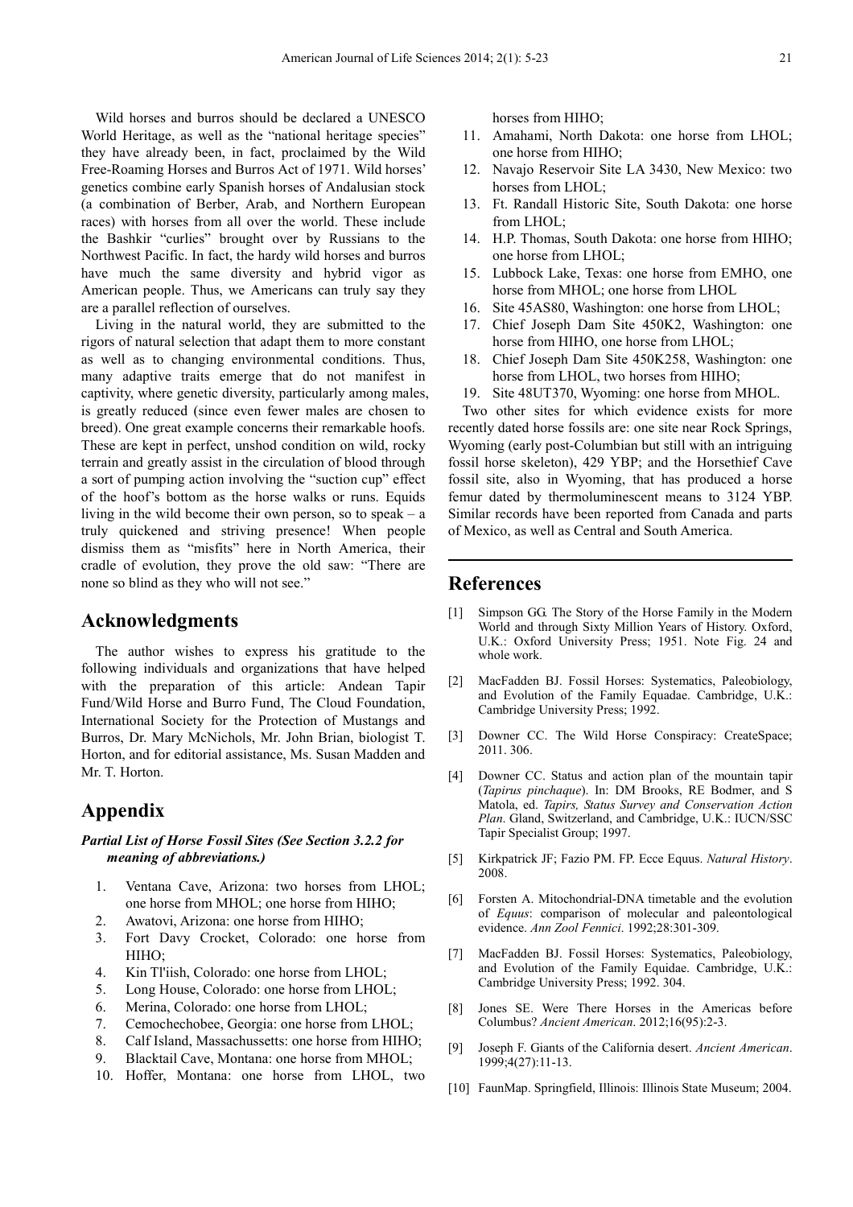Wild horses and burros should be declared a UNESCO World Heritage, as well as the "national heritage species" they have already been, in fact, proclaimed by the Wild Free-Roaming Horses and Burros Act of 1971. Wild horses' genetics combine early Spanish horses of Andalusian stock (a combination of Berber, Arab, and Northern European races) with horses from all over the world. These include the Bashkir "curlies" brought over by Russians to the Northwest Pacific. In fact, the hardy wild horses and burros have much the same diversity and hybrid vigor as American people. Thus, we Americans can truly say they are a parallel reflection of ourselves.

Living in the natural world, they are submitted to the rigors of natural selection that adapt them to more constant as well as to changing environmental conditions. Thus, many adaptive traits emerge that do not manifest in captivity, where genetic diversity, particularly among males, is greatly reduced (since even fewer males are chosen to breed). One great example concerns their remarkable hoofs. These are kept in perfect, unshod condition on wild, rocky terrain and greatly assist in the circulation of blood through a sort of pumping action involving the "suction cup" effect of the hoof's bottom as the horse walks or runs. Equids living in the wild become their own person, so to speak – a truly quickened and striving presence! When people dismiss them as "misfits" here in North America, their cradle of evolution, they prove the old saw: "There are none so blind as they who will not see."

## Acknowledgments

The author wishes to express his gratitude to the following individuals and organizations that have helped with the preparation of this article: Andean Tapir Fund/Wild Horse and Burro Fund, The Cloud Foundation, International Society for the Protection of Mustangs and Burros, Dr. Mary McNichols, Mr. John Brian, biologist T. Horton, and for editorial assistance, Ms. Susan Madden and Mr. T. Horton.

## Appendix

***Partial List of Horse Fossil Sites (See Section 3.2.2 for meaning of abbreviations.)***

1. Ventana Cave, Arizona: two horses from LHOL; one horse from MHOL; one horse from HIHO;
2. Awatovi, Arizona: one horse from HIHO;
3. Fort Davy Crocket, Colorado: one horse from HIHO;
4. Kin Tl'iish, Colorado: one horse from LHOL;
5. Long House, Colorado: one horse from LHOL;
6. Merina, Colorado: one horse from LHOL;
7. Cemochechobee, Georgia: one horse from LHOL;
8. Calf Island, Massachussetts: one horse from HIHO;
9. Blacktail Cave, Montana: one horse from MHOL;
10. Hoffer, Montana: one horse from LHOL, two horses from HIHO;
11. Amahami, North Dakota: one horse from LHOL; one horse from HIHO;
12. Navajo Reservoir Site LA 3430, New Mexico: two horses from LHOL;
13. Ft. Randall Historic Site, South Dakota: one horse from LHOL;
14. H.P. Thomas, South Dakota: one horse from HIHO; one horse from LHOL;
15. Lubbock Lake, Texas: one horse from EMHO, one horse from MHOL; one horse from LHOL
16. Site 45AS80, Washington: one horse from LHOL;
17. Chief Joseph Dam Site 450K2, Washington: one horse from HIHO, one horse from LHOL;
18. Chief Joseph Dam Site 450K258, Washington: one horse from LHOL, two horses from HIHO;
19. Site 48UT370, Wyoming: one horse from MHOL.

Two other sites for which evidence exists for more recently dated horse fossils are: one site near Rock Springs, Wyoming (early post-Columbian but still with an intriguing fossil horse skeleton), 429 YBP; and the Horsethief Cave fossil site, also in Wyoming, that has produced a horse femur dated by thermoluminescent means to 3124 YBP. Similar records have been reported from Canada and parts of Mexico, as well as Central and South America.

## References

[1] Simpson GG. The Story of the Horse Family in the Modern World and through Sixty Million Years of History. Oxford, U.K.: Oxford University Press; 1951. Note Fig. 24 and whole work.

[2] MacFadden BJ. Fossil Horses: Systematics, Paleobiology, and Evolution of the Family Equadae. Cambridge, U.K.: Cambridge University Press; 1992.

[3] Downer CC. The Wild Horse Conspiracy: CreateSpace; 2011. 306.

[4] Downer CC. Status and action plan of the mountain tapir (*Tapirus pinchaque*). In: DM Brooks, RE Bodmer, and S Matola, ed. *Tapirs, Status Survey and Conservation Action Plan*. Gland, Switzerland, and Cambridge, U.K.: IUCN/SSC Tapir Specialist Group; 1997.

[5] Kirkpatrick JF; Fazio PM. FP. Ecce Equus. *Natural History*. 2008.

[6] Forsten A. Mitochondrial-DNA timetable and the evolution of *Equus*: comparison of molecular and paleontological evidence. *Ann Zool Fennici*. 1992;28:301-309.

[7] MacFadden BJ. Fossil Horses: Systematics, Paleobiology, and Evolution of the Family Equidae. Cambridge, U.K.: Cambridge University Press; 1992. 304.

[8] Jones SE. Were There Horses in the Americas before Columbus? *Ancient American*. 2012;16(95):2-3.

[9] Joseph F. Giants of the California desert. *Ancient American*. 1999;4(27):11-13.

[10] FaunMap. Springfield, Illinois: Illinois State Museum; 2004.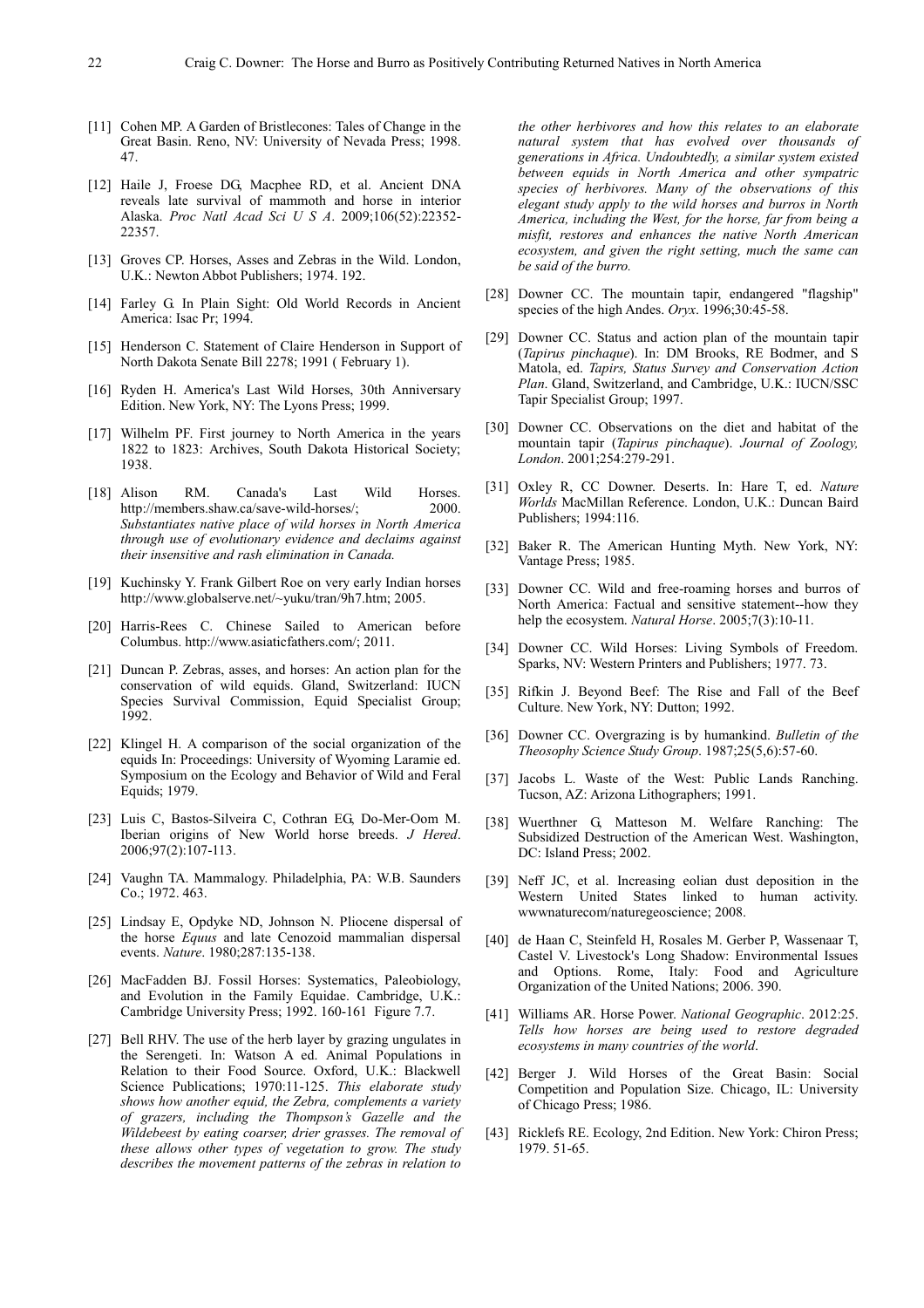[11] Cohen MP. A Garden of Bristlecones: Tales of Change in the Great Basin. Reno, NV: University of Nevada Press; 1998. 47.

[12] Haile J, Froese DG, Macphee RD, et al. Ancient DNA reveals late survival of mammoth and horse in interior Alaska. *Proc Natl Acad Sci U S A*. 2009;106(52):22352-22357.

[13] Groves CP. Horses, Asses and Zebras in the Wild. London, U.K.: Newton Abbot Publishers; 1974. 192.

[14] Farley G. In Plain Sight: Old World Records in Ancient America: Isac Pr; 1994.

[15] Henderson C. Statement of Claire Henderson in Support of North Dakota Senate Bill 2278; 1991 ( February 1).

[16] Ryden H. America's Last Wild Horses, 30th Anniversary Edition. New York, NY: The Lyons Press; 1999.

[17] Wilhelm PF. First journey to North America in the years 1822 to 1823: Archives, South Dakota Historical Society; 1938.

[18] Alison RM. Canada's Last Wild Horses. http://members.shaw.ca/save-wild-horses/; 2000. *Substantiates native place of wild horses in North America through use of evolutionary evidence and declaims against their insensitive and rash elimination in Canada.*

[19] Kuchinsky Y. Frank Gilbert Roe on very early Indian horses http://www.globalserve.net/~yuku/tran/9h7.htm; 2005.

[20] Harris-Rees C. Chinese Sailed to American before Columbus. http://www.asiaticfathers.com/; 2011.

[21] Duncan P. Zebras, asses, and horses: An action plan for the conservation of wild equids. Gland, Switzerland: IUCN Species Survival Commission, Equid Specialist Group; 1992.

[22] Klingel H. A comparison of the social organization of the equids In: Proceedings: University of Wyoming Laramie ed. Symposium on the Ecology and Behavior of Wild and Feral Equids; 1979.

[23] Luis C, Bastos-Silveira C, Cothran EG, Do-Mer-Oom M. Iberian origins of New World horse breeds. *J Hered*. 2006;97(2):107-113.

[24] Vaughn TA. Mammalogy. Philadelphia, PA: W.B. Saunders Co.; 1972. 463.

[25] Lindsay E, Opdyke ND, Johnson N. Pliocene dispersal of the horse *Equus* and late Cenozoid mammalian dispersal events. *Nature*. 1980;287:135-138.

[26] MacFadden BJ. Fossil Horses: Systematics, Paleobiology, and Evolution in the Family Equidae. Cambridge, U.K.: Cambridge University Press; 1992. 160-161 Figure 7.7.

[27] Bell RHV. The use of the herb layer by grazing ungulates in the Serengeti. In: Watson A ed. Animal Populations in Relation to their Food Source. Oxford, U.K.: Blackwell Science Publications; 1970:11-125. *This elaborate study shows how another equid, the Zebra, complements a variety of grazers, including the Thompson's Gazelle and the Wildebeest by eating coarser, drier grasses. The removal of these allows other types of vegetation to grow. The study describes the movement patterns of the zebras in relation to the other herbivores and how this relates to an elaborate natural system that has evolved over thousands of generations in Africa. Undoubtedly, a similar system existed between equids in North America and other sympatric species of herbivores. Many of the observations of this elegant study apply to the wild horses and burros in North America, including the West, for the horse, far from being a misfit, restores and enhances the native North American ecosystem, and given the right setting, much the same can be said of the burro.*

[28] Downer CC. The mountain tapir, endangered "flagship" species of the high Andes. *Oryx*. 1996;30:45-58.

[29] Downer CC. Status and action plan of the mountain tapir (*Tapirus pinchaque*). In: DM Brooks, RE Bodmer, and S Matola, ed. *Tapirs, Status Survey and Conservation Action Plan*. Gland, Switzerland, and Cambridge, U.K.: IUCN/SSC Tapir Specialist Group; 1997.

[30] Downer CC. Observations on the diet and habitat of the mountain tapir (*Tapirus pinchaque*). *Journal of Zoology, London*. 2001;254:279-291.

[31] Oxley R, CC Downer. Deserts. In: Hare T, ed. *Nature Worlds* MacMillan Reference. London, U.K.: Duncan Baird Publishers; 1994:116.

[32] Baker R. The American Hunting Myth. New York, NY: Vantage Press; 1985.

[33] Downer CC. Wild and free-roaming horses and burros of North America: Factual and sensitive statement--how they help the ecosystem. *Natural Horse*. 2005;7(3):10-11.

[34] Downer CC. Wild Horses: Living Symbols of Freedom. Sparks, NV: Western Printers and Publishers; 1977. 73.

[35] Rifkin J. Beyond Beef: The Rise and Fall of the Beef Culture. New York, NY: Dutton; 1992.

[36] Downer CC. Overgrazing is by humankind. *Bulletin of the Theosophy Science Study Group*. 1987;25(5,6):57-60.

[37] Jacobs L. Waste of the West: Public Lands Ranching. Tucson, AZ: Arizona Lithographers; 1991.

[38] Wuerthner G, Matteson M. Welfare Ranching: The Subsidized Destruction of the American West. Washington, DC: Island Press; 2002.

[39] Neff JC, et al. Increasing eolian dust deposition in the Western United States linked to human activity. wwwnaturecom/naturegeoscience; 2008.

[40] de Haan C, Steinfeld H, Rosales M. Gerber P, Wassenaar T, Castel V. Livestock's Long Shadow: Environmental Issues and Options. Rome, Italy: Food and Agriculture Organization of the United Nations; 2006. 390.

[41] Williams AR. Horse Power. *National Geographic*. 2012:25. *Tells how horses are being used to restore degraded ecosystems in many countries of the world*.

[42] Berger J. Wild Horses of the Great Basin: Social Competition and Population Size. Chicago, IL: University of Chicago Press; 1986.

[43] Ricklefs RE. Ecology, 2nd Edition. New York: Chiron Press; 1979. 51-65.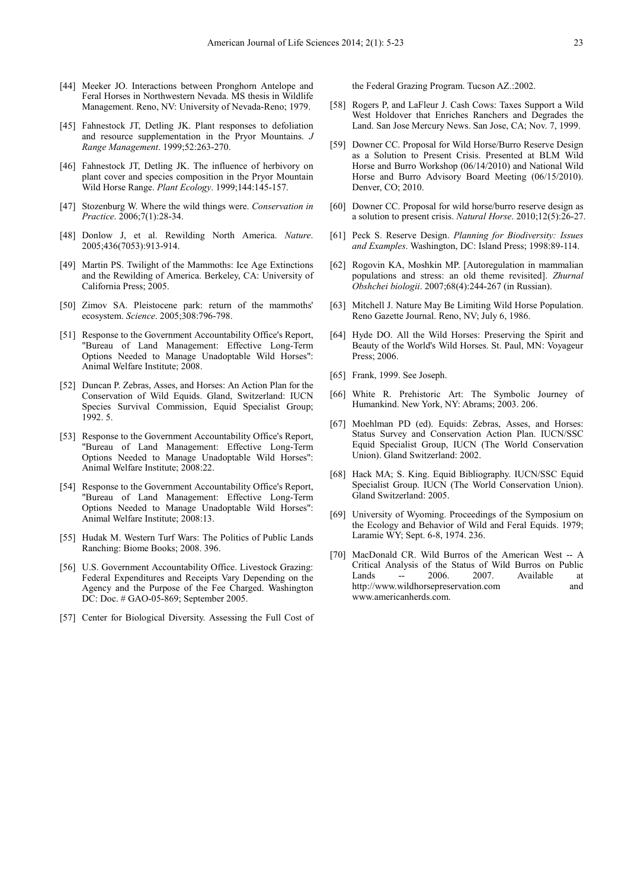[44] Meeker JO. Interactions between Pronghorn Antelope and Feral Horses in Northwestern Nevada. MS thesis in Wildlife Management. Reno, NV: University of Nevada-Reno; 1979.

[45] Fahnestock JT, Detling JK. Plant responses to defoliation and resource supplementation in the Pryor Mountains. *J Range Management*. 1999;52:263-270.

[46] Fahnestock JT, Detling JK. The influence of herbivory on plant cover and species composition in the Pryor Mountain Wild Horse Range. *Plant Ecology*. 1999;144:145-157.

[47] Stozenburg W. Where the wild things were. *Conservation in Practice*. 2006;7(1):28-34.

[48] Donlow J, et al. Rewilding North America. *Nature*. 2005;436(7053):913-914.

[49] Martin PS. Twilight of the Mammoths: Ice Age Extinctions and the Rewilding of America. Berkeley, CA: University of California Press; 2005.

[50] Zimov SA. Pleistocene park: return of the mammoths' ecosystem. *Science*. 2005;308:796-798.

[51] Response to the Government Accountability Office's Report, "Bureau of Land Management: Effective Long-Term Options Needed to Manage Unadoptable Wild Horses": Animal Welfare Institute; 2008.

[52] Duncan P. Zebras, Asses, and Horses: An Action Plan for the Conservation of Wild Equids. Gland, Switzerland: IUCN Species Survival Commission, Equid Specialist Group; 1992. 5.

[53] Response to the Government Accountability Office's Report, "Bureau of Land Management: Effective Long-Term Options Needed to Manage Unadoptable Wild Horses": Animal Welfare Institute; 2008:22.

[54] Response to the Government Accountability Office's Report, "Bureau of Land Management: Effective Long-Term Options Needed to Manage Unadoptable Wild Horses": Animal Welfare Institute; 2008:13.

[55] Hudak M. Western Turf Wars: The Politics of Public Lands Ranching: Biome Books; 2008. 396.

[56] U.S. Government Accountability Office. Livestock Grazing: Federal Expenditures and Receipts Vary Depending on the Agency and the Purpose of the Fee Charged. Washington DC: Doc. # GAO-05-869; September 2005.

[57] Center for Biological Diversity. Assessing the Full Cost of the Federal Grazing Program. Tucson AZ.:2002.

[58] Rogers P, and LaFleur J. Cash Cows: Taxes Support a Wild West Holdover that Enriches Ranchers and Degrades the Land. San Jose Mercury News. San Jose, CA; Nov. 7, 1999.

[59] Downer CC. Proposal for Wild Horse/Burro Reserve Design as a Solution to Present Crisis. Presented at BLM Wild Horse and Burro Workshop (06/14/2010) and National Wild Horse and Burro Advisory Board Meeting (06/15/2010). Denver, CO; 2010.

[60] Downer CC. Proposal for wild horse/burro reserve design as a solution to present crisis. *Natural Horse*. 2010;12(5):26-27.

[61] Peck S. Reserve Design. *Planning for Biodiversity: Issues and Examples*. Washington, DC: Island Press; 1998:89-114.

[62] Rogovin KA, Moshkin MP. [Autoregulation in mammalian populations and stress: an old theme revisited]. *Zhurnal Obshchei biologii*. 2007;68(4):244-267 (in Russian).

[63] Mitchell J. Nature May Be Limiting Wild Horse Population. Reno Gazette Journal. Reno, NV; July 6, 1986.

[64] Hyde DO. All the Wild Horses: Preserving the Spirit and Beauty of the World's Wild Horses. St. Paul, MN: Voyageur Press; 2006.

[65] Frank, 1999. See Joseph.

[66] White R. Prehistoric Art: The Symbolic Journey of Humankind. New York, NY: Abrams; 2003. 206.

[67] Moehlman PD (ed). Equids: Zebras, Asses, and Horses: Status Survey and Conservation Action Plan. IUCN/SSC Equid Specialist Group, IUCN (The World Conservation Union). Gland Switzerland: 2002.

[68] Hack MA; S. King. Equid Bibliography. IUCN/SSC Equid Specialist Group. IUCN (The World Conservation Union). Gland Switzerland: 2005.

[69] University of Wyoming. Proceedings of the Symposium on the Ecology and Behavior of Wild and Feral Equids. 1979; Laramie WY; Sept. 6-8, 1974. 236.

[70] MacDonald CR. Wild Burros of the American West -- A Critical Analysis of the Status of Wild Burros on Public Lands -- 2006. 2007. Available at http://www.wildhorsepreservation.com and www.americanherds.com.